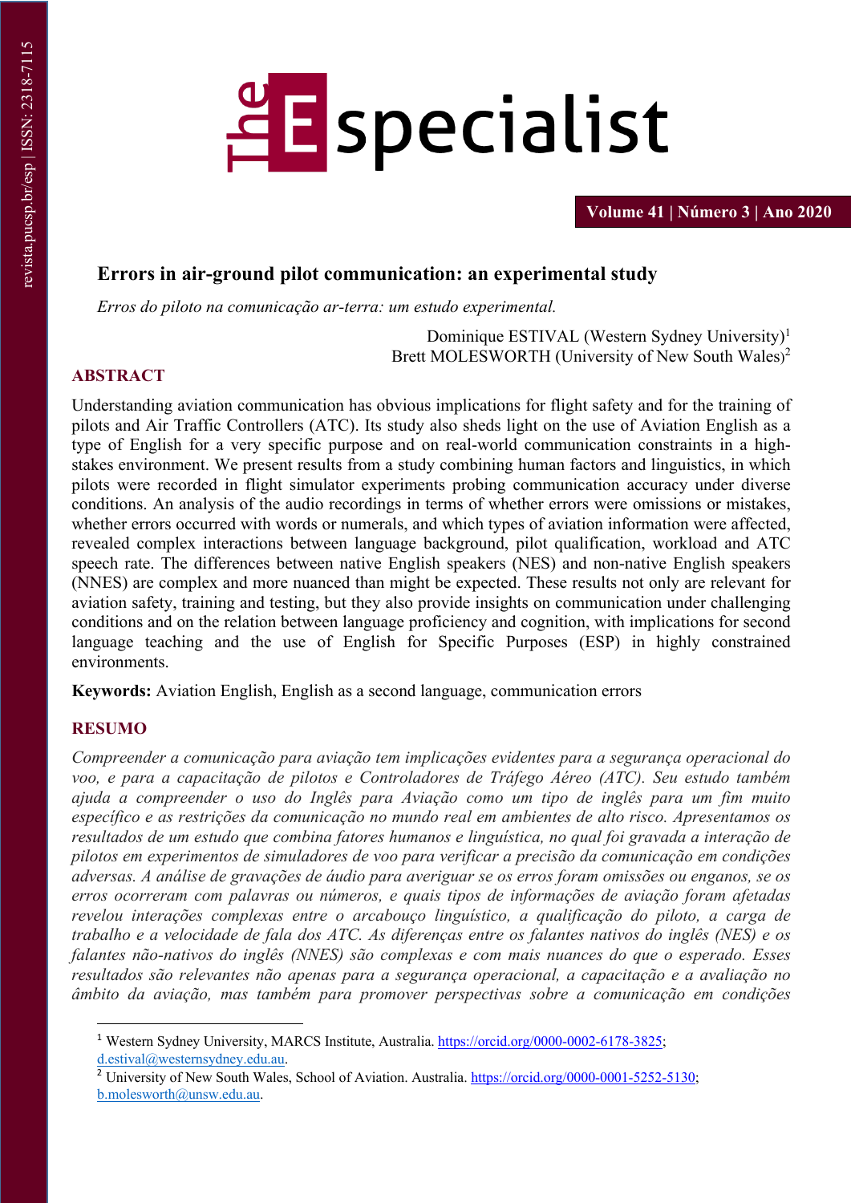# Errors in air-ground pilot communication: an experimental study

*Erros do piloto na comunicação ar-terra: um estudo experimental.*

Dominique ESTIVAL (Western Sydney University)[1]
Brett MOLESWORTH (University of New South Wales)[2]

## ABSTRACT

Understanding aviation communication has obvious implications for flight safety and for the training of pilots and Air Traffic Controllers (ATC). Its study also sheds light on the use of Aviation English as a type of English for a very specific purpose and on real-world communication constraints in a high-stakes environment. We present results from a study combining human factors and linguistics, in which pilots were recorded in flight simulator experiments probing communication accuracy under diverse conditions. An analysis of the audio recordings in terms of whether errors were omissions or mistakes, whether errors occurred with words or numerals, and which types of aviation information were affected, revealed complex interactions between language background, pilot qualification, workload and ATC speech rate. The differences between native English speakers (NES) and non-native English speakers (NNES) are complex and more nuanced than might be expected. These results not only are relevant for aviation safety, training and testing, but they also provide insights on communication under challenging conditions and on the relation between language proficiency and cognition, with implications for second language teaching and the use of English for Specific Purposes (ESP) in highly constrained environments.

**Keywords:** Aviation English, English as a second language, communication errors

## RESUMO

*Compreender a comunicação para aviação tem implicações evidentes para a segurança operacional do voo, e para a capacitação de pilotos e Controladores de Tráfego Aéreo (ATC). Seu estudo também ajuda a compreender o uso do Inglês para Aviação como um tipo de inglês para um fim muito específico e as restrições da comunicação no mundo real em ambientes de alto risco. Apresentamos os resultados de um estudo que combina fatores humanos e linguística, no qual foi gravada a interação de pilotos em experimentos de simuladores de voo para verificar a precisão da comunicação em condições adversas. A análise de gravações de áudio para averiguar se os erros foram omissões ou enganos, se os erros ocorreram com palavras ou números, e quais tipos de informações de aviação foram afetadas revelou interações complexas entre o arcabouço linguístico, a qualificação do piloto, a carga de trabalho e a velocidade de fala dos ATC. As diferenças entre os falantes nativos do inglês (NES) e os falantes não-nativos do inglês (NNES) são complexas e com mais nuances do que o esperado. Esses resultados são relevantes não apenas para a segurança operacional, a capacitação e a avaliação no âmbito da aviação, mas também para promover perspectivas sobre a comunicação em condições*

---

[1] Western Sydney University, MARCS Institute, Australia. https://orcid.org/0000-0002-6178-3825; d.estival@westernsydney.edu.au.

[2] University of New South Wales, School of Aviation. Australia. https://orcid.org/0000-0001-5252-5130; b.molesworth@unsw.edu.au.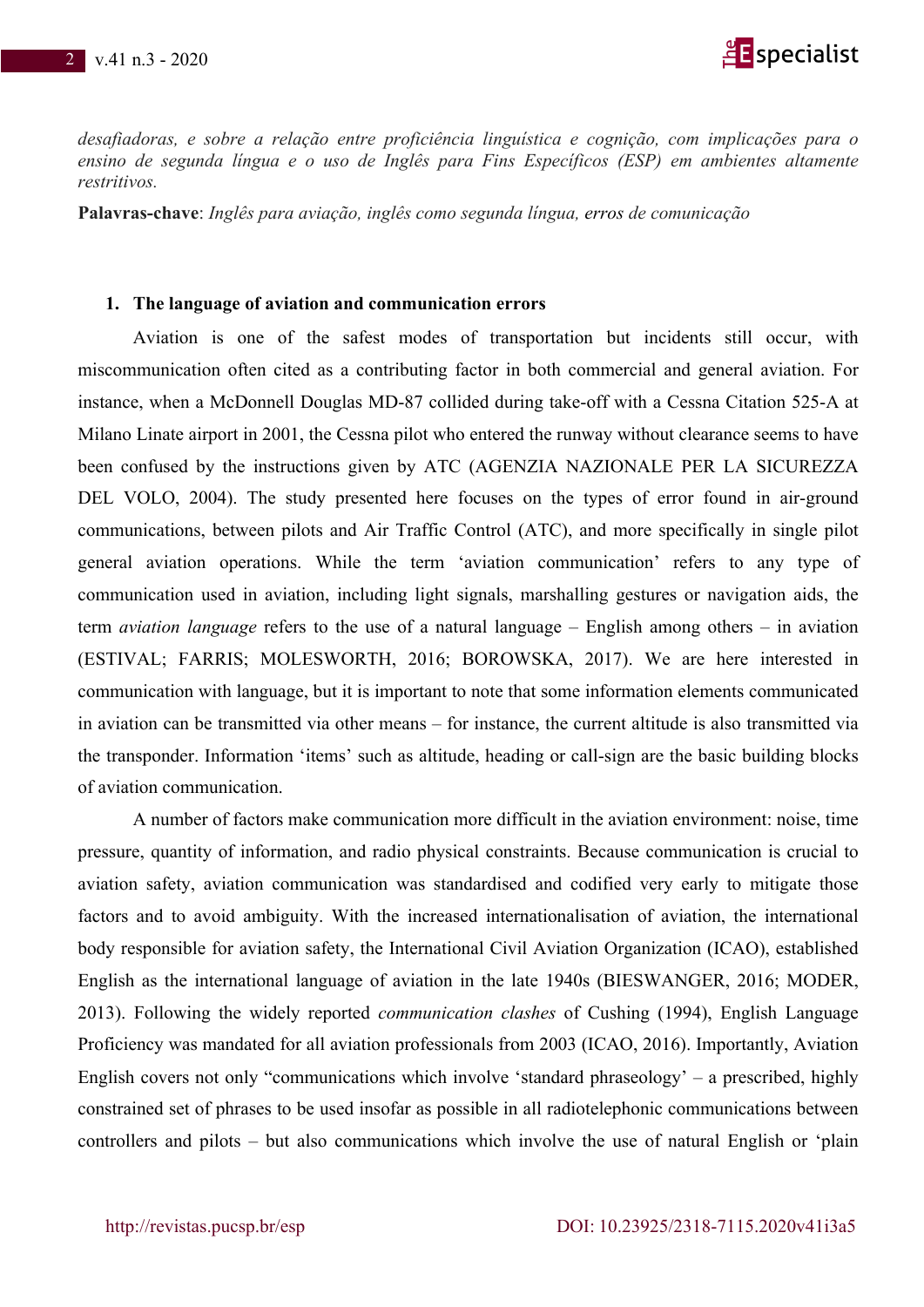*desafiadoras, e sobre a relação entre proficiência linguística e cognição, com implicações para o ensino de segunda língua e o uso de Inglês para Fins Específicos (ESP) em ambientes altamente restritivos.*

**Palavras-chave**: *Inglês para aviação, inglês como segunda língua, erros de comunicação*

## 1. The language of aviation and communication errors

Aviation is one of the safest modes of transportation but incidents still occur, with miscommunication often cited as a contributing factor in both commercial and general aviation. For instance, when a McDonnell Douglas MD-87 collided during take-off with a Cessna Citation 525-A at Milano Linate airport in 2001, the Cessna pilot who entered the runway without clearance seems to have been confused by the instructions given by ATC (AGENZIA NAZIONALE PER LA SICUREZZA DEL VOLO, 2004). The study presented here focuses on the types of error found in air-ground communications, between pilots and Air Traffic Control (ATC), and more specifically in single pilot general aviation operations. While the term 'aviation communication' refers to any type of communication used in aviation, including light signals, marshalling gestures or navigation aids, the term *aviation language* refers to the use of a natural language – English among others – in aviation (ESTIVAL; FARRIS; MOLESWORTH, 2016; BOROWSKA, 2017). We are here interested in communication with language, but it is important to note that some information elements communicated in aviation can be transmitted via other means – for instance, the current altitude is also transmitted via the transponder. Information 'items' such as altitude, heading or call-sign are the basic building blocks of aviation communication.

A number of factors make communication more difficult in the aviation environment: noise, time pressure, quantity of information, and radio physical constraints. Because communication is crucial to aviation safety, aviation communication was standardised and codified very early to mitigate those factors and to avoid ambiguity. With the increased internationalisation of aviation, the international body responsible for aviation safety, the International Civil Aviation Organization (ICAO), established English as the international language of aviation in the late 1940s (BIESWANGER, 2016; MODER, 2013). Following the widely reported *communication clashes* of Cushing (1994), English Language Proficiency was mandated for all aviation professionals from 2003 (ICAO, 2016). Importantly, Aviation English covers not only "communications which involve 'standard phraseology' – a prescribed, highly constrained set of phrases to be used insofar as possible in all radiotelephonic communications between controllers and pilots – but also communications which involve the use of natural English or 'plain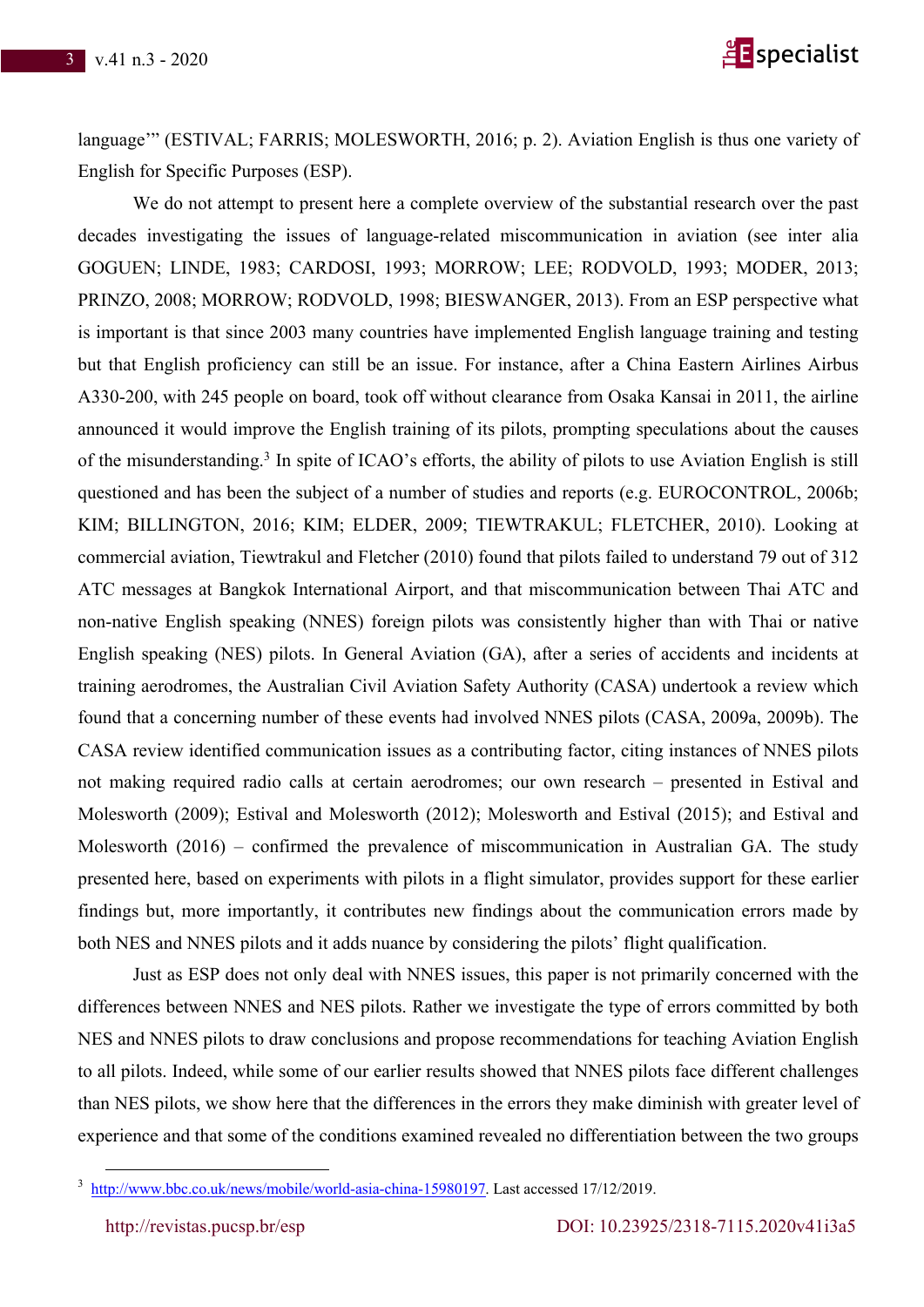language'" (ESTIVAL; FARRIS; MOLESWORTH, 2016; p. 2). Aviation English is thus one variety of English for Specific Purposes (ESP).

We do not attempt to present here a complete overview of the substantial research over the past decades investigating the issues of language-related miscommunication in aviation (see inter alia GOGUEN; LINDE, 1983; CARDOSI, 1993; MORROW; LEE; RODVOLD, 1993; MODER, 2013; PRINZO, 2008; MORROW; RODVOLD, 1998; BIESWANGER, 2013). From an ESP perspective what is important is that since 2003 many countries have implemented English language training and testing but that English proficiency can still be an issue. For instance, after a China Eastern Airlines Airbus A330-200, with 245 people on board, took off without clearance from Osaka Kansai in 2011, the airline announced it would improve the English training of its pilots, prompting speculations about the causes of the misunderstanding.[3] In spite of ICAO's efforts, the ability of pilots to use Aviation English is still questioned and has been the subject of a number of studies and reports (e.g. EUROCONTROL, 2006b; KIM; BILLINGTON, 2016; KIM; ELDER, 2009; TIEWTRAKUL; FLETCHER, 2010). Looking at commercial aviation, Tiewtrakul and Fletcher (2010) found that pilots failed to understand 79 out of 312 ATC messages at Bangkok International Airport, and that miscommunication between Thai ATC and non-native English speaking (NNES) foreign pilots was consistently higher than with Thai or native English speaking (NES) pilots. In General Aviation (GA), after a series of accidents and incidents at training aerodromes, the Australian Civil Aviation Safety Authority (CASA) undertook a review which found that a concerning number of these events had involved NNES pilots (CASA, 2009a, 2009b). The CASA review identified communication issues as a contributing factor, citing instances of NNES pilots not making required radio calls at certain aerodromes; our own research – presented in Estival and Molesworth (2009); Estival and Molesworth (2012); Molesworth and Estival (2015); and Estival and Molesworth (2016) – confirmed the prevalence of miscommunication in Australian GA. The study presented here, based on experiments with pilots in a flight simulator, provides support for these earlier findings but, more importantly, it contributes new findings about the communication errors made by both NES and NNES pilots and it adds nuance by considering the pilots' flight qualification.

Just as ESP does not only deal with NNES issues, this paper is not primarily concerned with the differences between NNES and NES pilots. Rather we investigate the type of errors committed by both NES and NNES pilots to draw conclusions and propose recommendations for teaching Aviation English to all pilots. Indeed, while some of our earlier results showed that NNES pilots face different challenges than NES pilots, we show here that the differences in the errors they make diminish with greater level of experience and that some of the conditions examined revealed no differentiation between the two groups

---

[3] http://www.bbc.co.uk/news/mobile/world-asia-china-15980197. Last accessed 17/12/2019.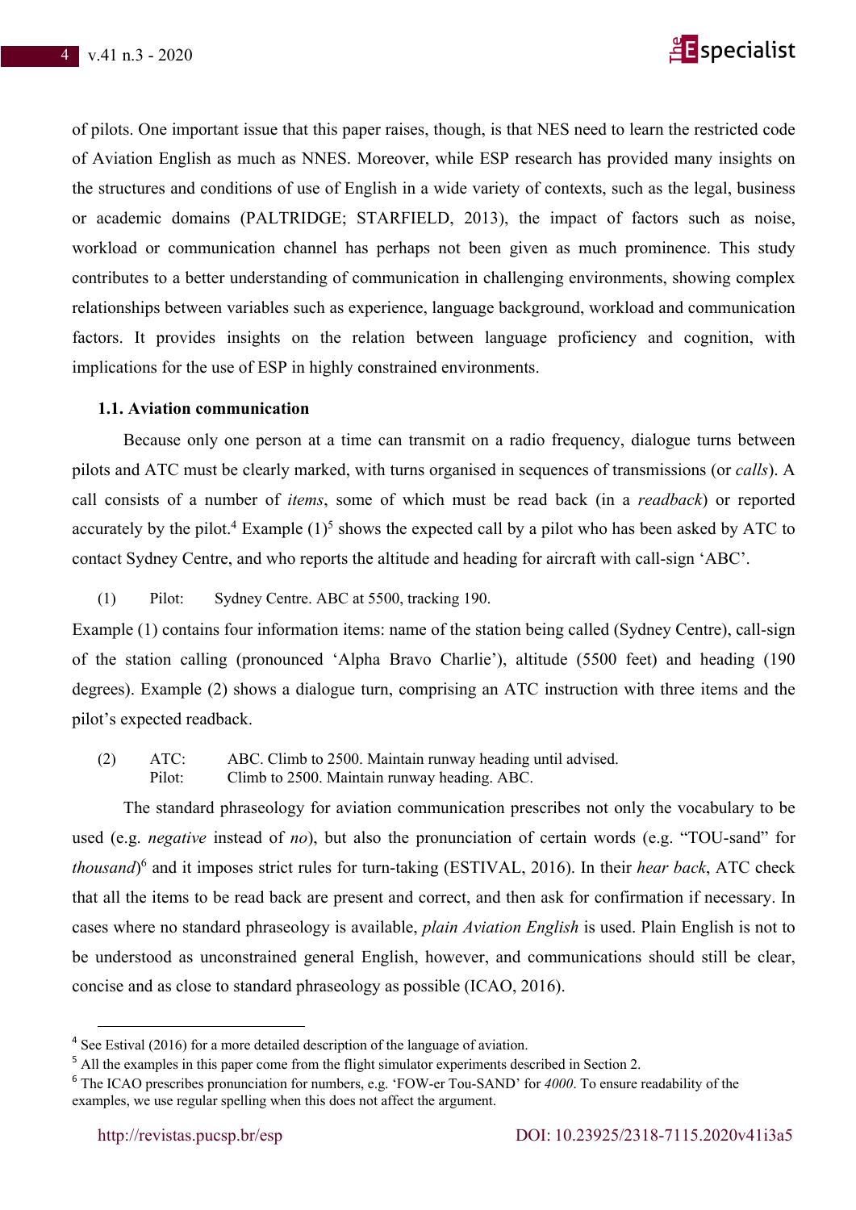of pilots. One important issue that this paper raises, though, is that NES need to learn the restricted code of Aviation English as much as NNES. Moreover, while ESP research has provided many insights on the structures and conditions of use of English in a wide variety of contexts, such as the legal, business or academic domains (PALTRIDGE; STARFIELD, 2013), the impact of factors such as noise, workload or communication channel has perhaps not been given as much prominence. This study contributes to a better understanding of communication in challenging environments, showing complex relationships between variables such as experience, language background, workload and communication factors. It provides insights on the relation between language proficiency and cognition, with implications for the use of ESP in highly constrained environments.

### 1.1. Aviation communication

Because only one person at a time can transmit on a radio frequency, dialogue turns between pilots and ATC must be clearly marked, with turns organised in sequences of transmissions (or *calls*). A call consists of a number of *items*, some of which must be read back (in a *readback*) or reported accurately by the pilot.[4] Example (1)[5] shows the expected call by a pilot who has been asked by ATC to contact Sydney Centre, and who reports the altitude and heading for aircraft with call-sign 'ABC'.

(1) Pilot: Sydney Centre. ABC at 5500, tracking 190.

Example (1) contains four information items: name of the station being called (Sydney Centre), call-sign of the station calling (pronounced 'Alpha Bravo Charlie'), altitude (5500 feet) and heading (190 degrees). Example (2) shows a dialogue turn, comprising an ATC instruction with three items and the pilot's expected readback.

(2) ATC: ABC. Climb to 2500. Maintain runway heading until advised.
Pilot: Climb to 2500. Maintain runway heading. ABC.

The standard phraseology for aviation communication prescribes not only the vocabulary to be used (e.g. *negative* instead of *no*), but also the pronunciation of certain words (e.g. "TOU-sand" for *thousand*)[6] and it imposes strict rules for turn-taking (ESTIVAL, 2016). In their *hear back*, ATC check that all the items to be read back are present and correct, and then ask for confirmation if necessary. In cases where no standard phraseology is available, *plain Aviation English* is used. Plain English is not to be understood as unconstrained general English, however, and communications should still be clear, concise and as close to standard phraseology as possible (ICAO, 2016).

---

[4] See Estival (2016) for a more detailed description of the language of aviation.

[5] All the examples in this paper come from the flight simulator experiments described in Section 2.

[6] The ICAO prescribes pronunciation for numbers, e.g. 'FOW-er Tou-SAND' for *4000*. To ensure readability of the examples, we use regular spelling when this does not affect the argument.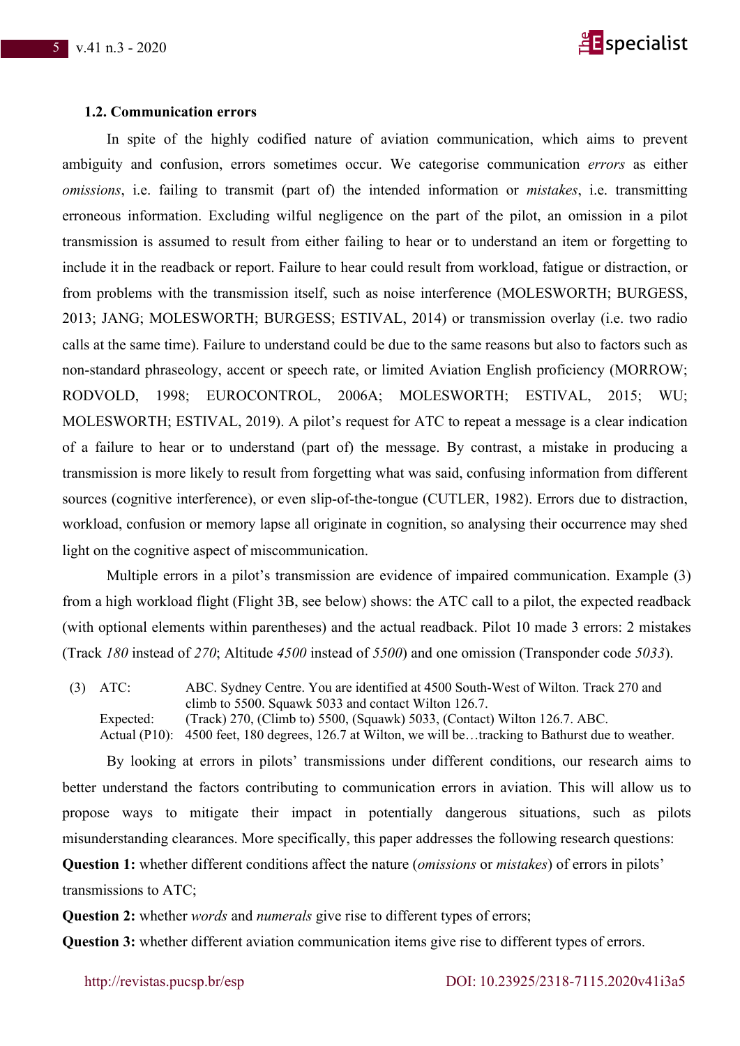### 1.2. Communication errors

In spite of the highly codified nature of aviation communication, which aims to prevent ambiguity and confusion, errors sometimes occur. We categorise communication *errors* as either *omissions*, i.e. failing to transmit (part of) the intended information or *mistakes*, i.e. transmitting erroneous information. Excluding wilful negligence on the part of the pilot, an omission in a pilot transmission is assumed to result from either failing to hear or to understand an item or forgetting to include it in the readback or report. Failure to hear could result from workload, fatigue or distraction, or from problems with the transmission itself, such as noise interference (MOLESWORTH; BURGESS, 2013; JANG; MOLESWORTH; BURGESS; ESTIVAL, 2014) or transmission overlay (i.e. two radio calls at the same time). Failure to understand could be due to the same reasons but also to factors such as non-standard phraseology, accent or speech rate, or limited Aviation English proficiency (MORROW; RODVOLD, 1998; EUROCONTROL, 2006A; MOLESWORTH; ESTIVAL, 2015; WU; MOLESWORTH; ESTIVAL, 2019). A pilot's request for ATC to repeat a message is a clear indication of a failure to hear or to understand (part of) the message. By contrast, a mistake in producing a transmission is more likely to result from forgetting what was said, confusing information from different sources (cognitive interference), or even slip-of-the-tongue (CUTLER, 1982). Errors due to distraction, workload, confusion or memory lapse all originate in cognition, so analysing their occurrence may shed light on the cognitive aspect of miscommunication.

Multiple errors in a pilot's transmission are evidence of impaired communication. Example (3) from a high workload flight (Flight 3B, see below) shows: the ATC call to a pilot, the expected readback (with optional elements within parentheses) and the actual readback. Pilot 10 made 3 errors: 2 mistakes (Track *180* instead of *270*; Altitude *4500* instead of *5500*) and one omission (Transponder code *5033*).

(3) ATC: ABC. Sydney Centre. You are identified at 4500 South-West of Wilton. Track 270 and climb to 5500. Squawk 5033 and contact Wilton 126.7.
Expected: (Track) 270, (Climb to) 5500, (Squawk) 5033, (Contact) Wilton 126.7. ABC.
Actual (P10): 4500 feet, 180 degrees, 126.7 at Wilton, we will be…tracking to Bathurst due to weather.

By looking at errors in pilots' transmissions under different conditions, our research aims to better understand the factors contributing to communication errors in aviation. This will allow us to propose ways to mitigate their impact in potentially dangerous situations, such as pilots misunderstanding clearances. More specifically, this paper addresses the following research questions:

**Question 1:** whether different conditions affect the nature (*omissions* or *mistakes*) of errors in pilots' transmissions to ATC;

**Question 2:** whether *words* and *numerals* give rise to different types of errors;

**Question 3:** whether different aviation communication items give rise to different types of errors.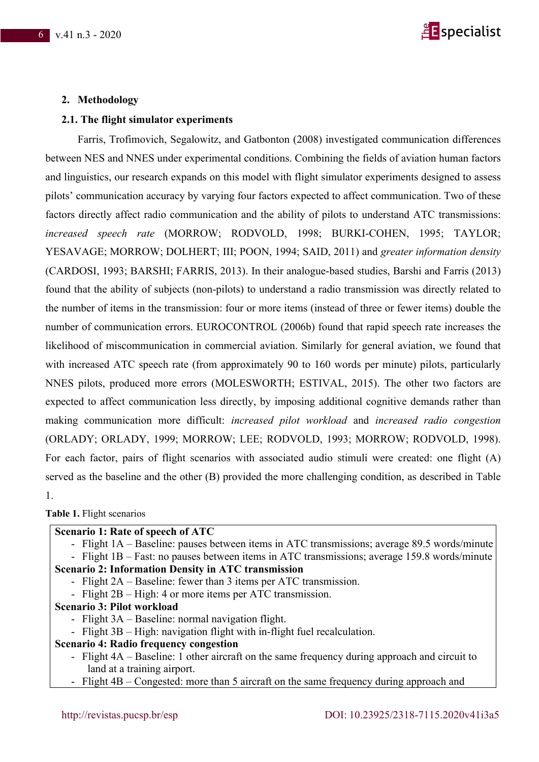## 2. Methodology

### 2.1. The flight simulator experiments

Farris, Trofimovich, Segalowitz, and Gatbonton (2008) investigated communication differences between NES and NNES under experimental conditions. Combining the fields of aviation human factors and linguistics, our research expands on this model with flight simulator experiments designed to assess pilots' communication accuracy by varying four factors expected to affect communication. Two of these factors directly affect radio communication and the ability of pilots to understand ATC transmissions: *increased speech rate* (MORROW; RODVOLD, 1998; BURKI-COHEN, 1995; TAYLOR; YESAVAGE; MORROW; DOLHERT; III; POON, 1994; SAID, 2011) and *greater information density* (CARDOSI, 1993; BARSHI; FARRIS, 2013). In their analogue-based studies, Barshi and Farris (2013) found that the ability of subjects (non-pilots) to understand a radio transmission was directly related to the number of items in the transmission: four or more items (instead of three or fewer items) double the number of communication errors. EUROCONTROL (2006b) found that rapid speech rate increases the likelihood of miscommunication in commercial aviation. Similarly for general aviation, we found that with increased ATC speech rate (from approximately 90 to 160 words per minute) pilots, particularly NNES pilots, produced more errors (MOLESWORTH; ESTIVAL, 2015). The other two factors are expected to affect communication less directly, by imposing additional cognitive demands rather than making communication more difficult: *increased pilot workload* and *increased radio congestion* (ORLADY; ORLADY, 1999; MORROW; LEE; RODVOLD, 1993; MORROW; RODVOLD, 1998). For each factor, pairs of flight scenarios with associated audio stimuli were created: one flight (A) served as the baseline and the other (B) provided the more challenging condition, as described in Table 1.

**Table 1.** Flight scenarios

**Scenario 1: Rate of speech of ATC**
- Flight 1A – Baseline: pauses between items in ATC transmissions; average 89.5 words/minute
- Flight 1B – Fast: no pauses between items in ATC transmissions; average 159.8 words/minute

**Scenario 2: Information Density in ATC transmission**
- Flight 2A – Baseline: fewer than 3 items per ATC transmission.
- Flight 2B – High: 4 or more items per ATC transmission.

**Scenario 3: Pilot workload**
- Flight 3A – Baseline: normal navigation flight.
- Flight 3B – High: navigation flight with in-flight fuel recalculation.

**Scenario 4: Radio frequency congestion**
- Flight 4A – Baseline: 1 other aircraft on the same frequency during approach and circuit to land at a training airport.
- Flight 4B – Congested: more than 5 aircraft on the same frequency during approach and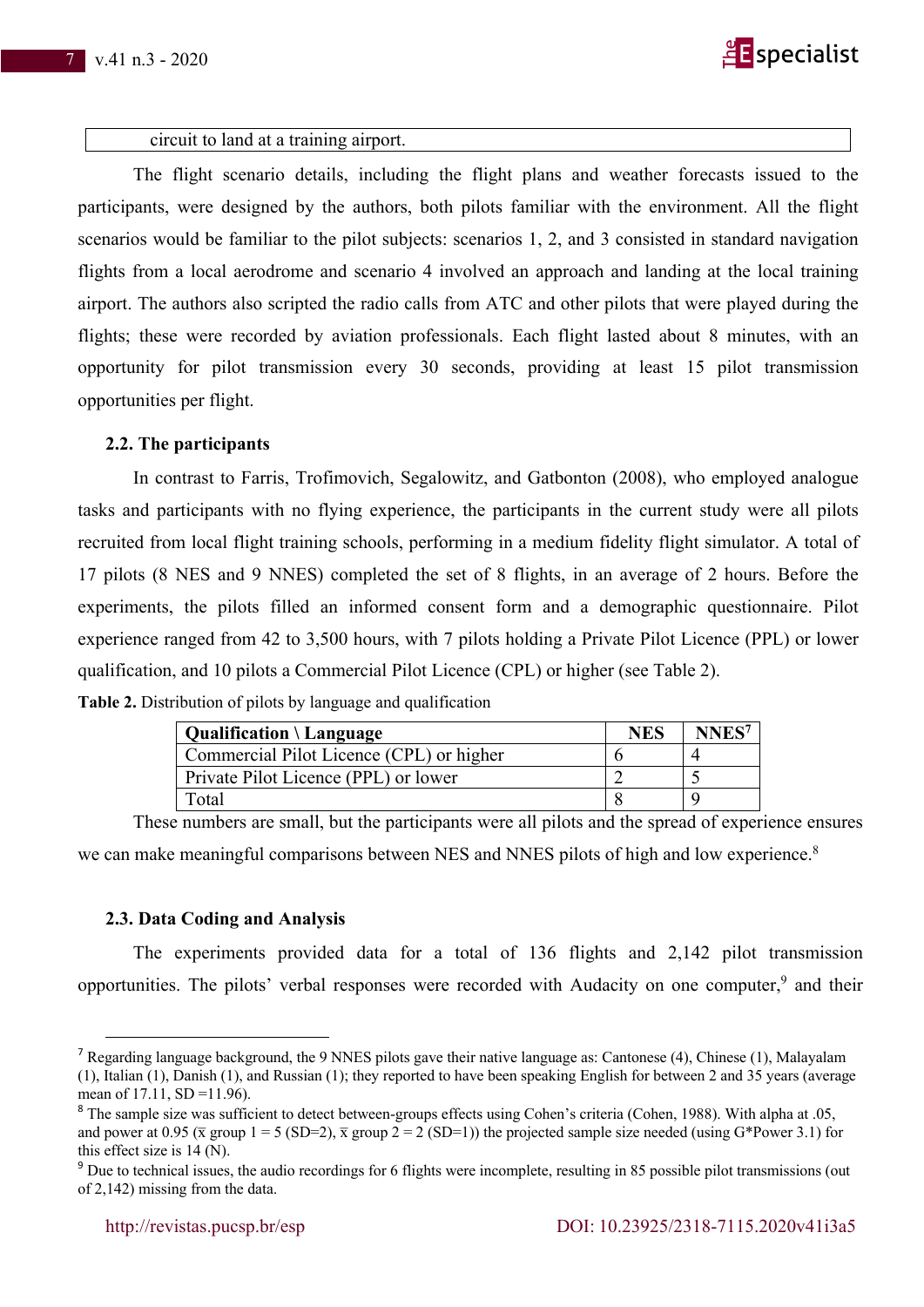circuit to land at a training airport.

The flight scenario details, including the flight plans and weather forecasts issued to the participants, were designed by the authors, both pilots familiar with the environment. All the flight scenarios would be familiar to the pilot subjects: scenarios 1, 2, and 3 consisted in standard navigation flights from a local aerodrome and scenario 4 involved an approach and landing at the local training airport. The authors also scripted the radio calls from ATC and other pilots that were played during the flights; these were recorded by aviation professionals. Each flight lasted about 8 minutes, with an opportunity for pilot transmission every 30 seconds, providing at least 15 pilot transmission opportunities per flight.

### 2.2. The participants

In contrast to Farris, Trofimovich, Segalowitz, and Gatbonton (2008), who employed analogue tasks and participants with no flying experience, the participants in the current study were all pilots recruited from local flight training schools, performing in a medium fidelity flight simulator. A total of 17 pilots (8 NES and 9 NNES) completed the set of 8 flights, in an average of 2 hours. Before the experiments, the pilots filled an informed consent form and a demographic questionnaire. Pilot experience ranged from 42 to 3,500 hours, with 7 pilots holding a Private Pilot Licence (PPL) or lower qualification, and 10 pilots a Commercial Pilot Licence (CPL) or higher (see Table 2).

**Table 2.** Distribution of pilots by language and qualification

| Qualification \ Language | NES | NNES[7] |
|---|---|---|
| Commercial Pilot Licence (CPL) or higher | 6 | 4 |
| Private Pilot Licence (PPL) or lower | 2 | 5 |
| Total | 8 | 9 |

These numbers are small, but the participants were all pilots and the spread of experience ensures we can make meaningful comparisons between NES and NNES pilots of high and low experience.[8]

### 2.3. Data Coding and Analysis

The experiments provided data for a total of 136 flights and 2,142 pilot transmission opportunities. The pilots' verbal responses were recorded with Audacity on one computer,[9] and their

---

[7] Regarding language background, the 9 NNES pilots gave their native language as: Cantonese (4), Chinese (1), Malayalam (1), Italian (1), Danish (1), and Russian (1); they reported to have been speaking English for between 2 and 35 years (average mean of 17.11, SD =11.96).

[8] The sample size was sufficient to detect between-groups effects using Cohen's criteria (Cohen, 1988). With alpha at .05, and power at 0.95 ($\bar{x}$ group 1 = 5 (SD=2), $\bar{x}$ group 2 = 2 (SD=1)) the projected sample size needed (using G*Power 3.1) for this effect size is 14 (N).

[9] Due to technical issues, the audio recordings for 6 flights were incomplete, resulting in 85 possible pilot transmissions (out of 2,142) missing from the data.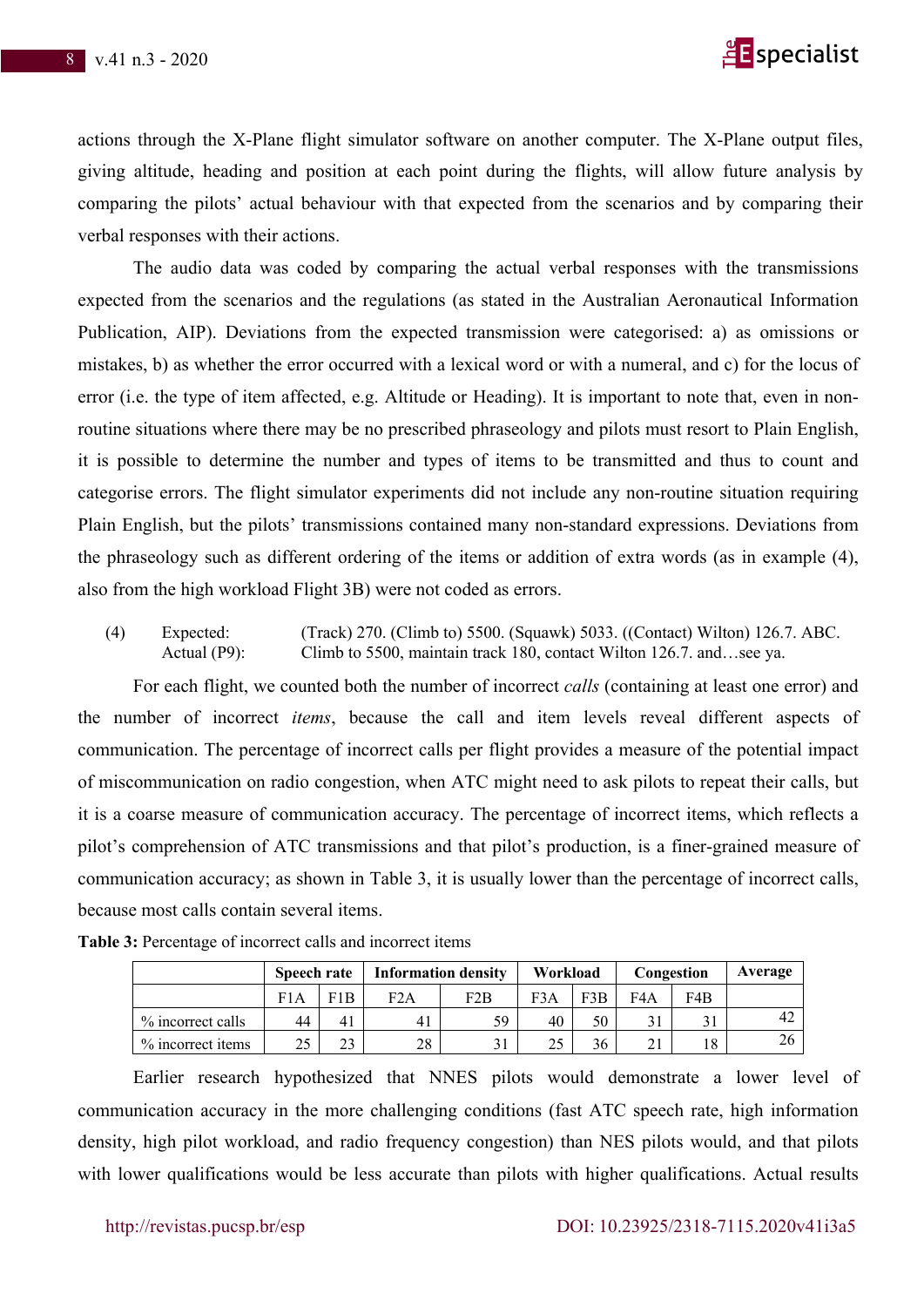actions through the X-Plane flight simulator software on another computer. The X-Plane output files, giving altitude, heading and position at each point during the flights, will allow future analysis by comparing the pilots' actual behaviour with that expected from the scenarios and by comparing their verbal responses with their actions.

The audio data was coded by comparing the actual verbal responses with the transmissions expected from the scenarios and the regulations (as stated in the Australian Aeronautical Information Publication, AIP). Deviations from the expected transmission were categorised: a) as omissions or mistakes, b) as whether the error occurred with a lexical word or with a numeral, and c) for the locus of error (i.e. the type of item affected, e.g. Altitude or Heading). It is important to note that, even in non-routine situations where there may be no prescribed phraseology and pilots must resort to Plain English, it is possible to determine the number and types of items to be transmitted and thus to count and categorise errors. The flight simulator experiments did not include any non-routine situation requiring Plain English, but the pilots' transmissions contained many non-standard expressions. Deviations from the phraseology such as different ordering of the items or addition of extra words (as in example (4), also from the high workload Flight 3B) were not coded as errors.

(4) Expected: (Track) 270. (Climb to) 5500. (Squawk) 5033. ((Contact) Wilton) 126.7. ABC.
Actual (P9): Climb to 5500, maintain track 180, contact Wilton 126.7. and…see ya.

For each flight, we counted both the number of incorrect *calls* (containing at least one error) and the number of incorrect *items*, because the call and item levels reveal different aspects of communication. The percentage of incorrect calls per flight provides a measure of the potential impact of miscommunication on radio congestion, when ATC might need to ask pilots to repeat their calls, but it is a coarse measure of communication accuracy. The percentage of incorrect items, which reflects a pilot's comprehension of ATC transmissions and that pilot's production, is a finer-grained measure of communication accuracy; as shown in Table 3, it is usually lower than the percentage of incorrect calls, because most calls contain several items.

**Table 3:** Percentage of incorrect calls and incorrect items

| | Speech rate | | Information density | | Workload | | Congestion | | Average |
|---|---|---|---|---|---|---|---|---|---|
| | F1A | F1B | F2A | F2B | F3A | F3B | F4A | F4B | |
| % incorrect calls | 44 | 41 | 41 | 59 | 40 | 50 | 31 | 31 | 42 |
| % incorrect items | 25 | 23 | 28 | 31 | 25 | 36 | 21 | 18 | 26 |

Earlier research hypothesized that NNES pilots would demonstrate a lower level of communication accuracy in the more challenging conditions (fast ATC speech rate, high information density, high pilot workload, and radio frequency congestion) than NES pilots would, and that pilots with lower qualifications would be less accurate than pilots with higher qualifications. Actual results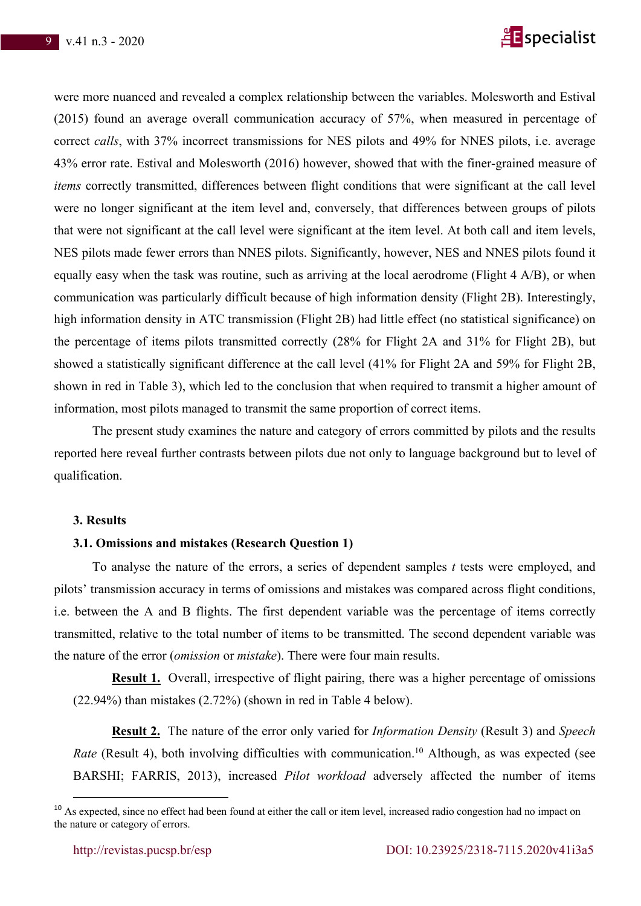were more nuanced and revealed a complex relationship between the variables. Molesworth and Estival (2015) found an average overall communication accuracy of 57%, when measured in percentage of correct *calls*, with 37% incorrect transmissions for NES pilots and 49% for NNES pilots, i.e. average 43% error rate. Estival and Molesworth (2016) however, showed that with the finer-grained measure of *items* correctly transmitted, differences between flight conditions that were significant at the call level were no longer significant at the item level and, conversely, that differences between groups of pilots that were not significant at the call level were significant at the item level. At both call and item levels, NES pilots made fewer errors than NNES pilots. Significantly, however, NES and NNES pilots found it equally easy when the task was routine, such as arriving at the local aerodrome (Flight 4 A/B), or when communication was particularly difficult because of high information density (Flight 2B). Interestingly, high information density in ATC transmission (Flight 2B) had little effect (no statistical significance) on the percentage of items pilots transmitted correctly (28% for Flight 2A and 31% for Flight 2B), but showed a statistically significant difference at the call level (41% for Flight 2A and 59% for Flight 2B, shown in red in Table 3), which led to the conclusion that when required to transmit a higher amount of information, most pilots managed to transmit the same proportion of correct items.

The present study examines the nature and category of errors committed by pilots and the results reported here reveal further contrasts between pilots due not only to language background but to level of qualification.

## 3. Results

### 3.1. Omissions and mistakes (Research Question 1)

To analyse the nature of the errors, a series of dependent samples *t* tests were employed, and pilots' transmission accuracy in terms of omissions and mistakes was compared across flight conditions, i.e. between the A and B flights. The first dependent variable was the percentage of items correctly transmitted, relative to the total number of items to be transmitted. The second dependent variable was the nature of the error (*omission* or *mistake*). There were four main results.

**Result 1.** Overall, irrespective of flight pairing, there was a higher percentage of omissions (22.94%) than mistakes (2.72%) (shown in red in Table 4 below).

**Result 2.** The nature of the error only varied for *Information Density* (Result 3) and *Speech Rate* (Result 4), both involving difficulties with communication.[10] Although, as was expected (see BARSHI; FARRIS, 2013), increased *Pilot workload* adversely affected the number of items

[10] As expected, since no effect had been found at either the call or item level, increased radio congestion had no impact on the nature or category of errors.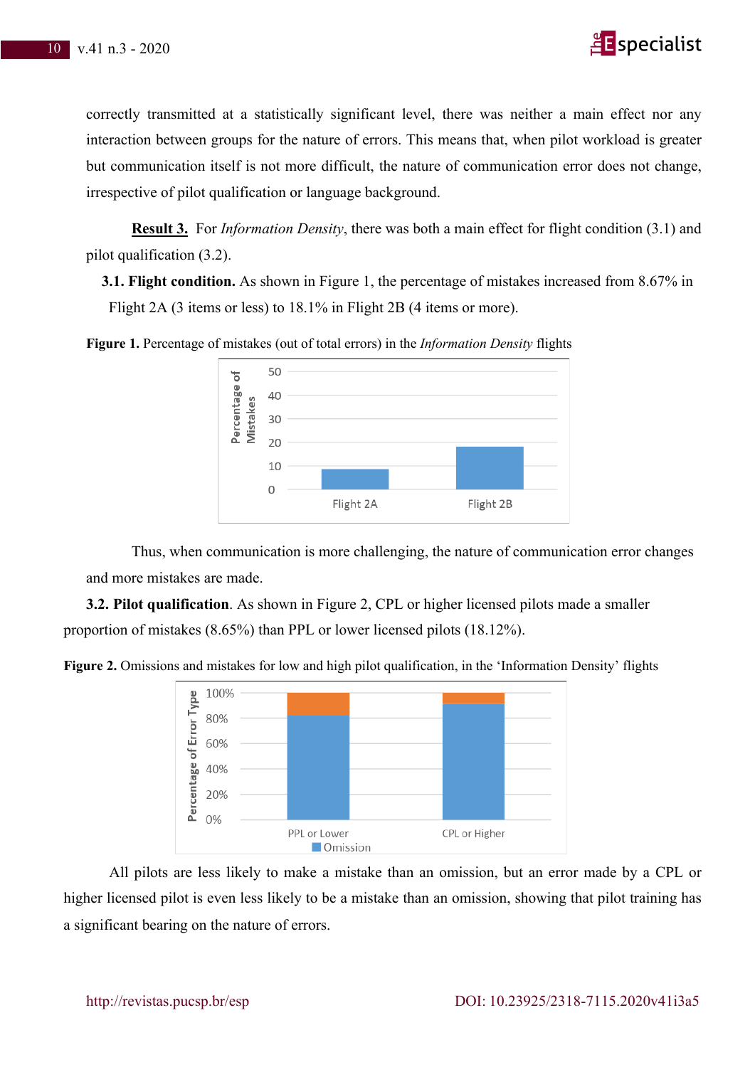correctly transmitted at a statistically significant level, there was neither a main effect nor any interaction between groups for the nature of errors. This means that, when pilot workload is greater but communication itself is not more difficult, the nature of communication error does not change, irrespective of pilot qualification or language background.

**Result 3.** For *Information Density*, there was both a main effect for flight condition (3.1) and pilot qualification (3.2).

**3.1. Flight condition.** As shown in Figure 1, the percentage of mistakes increased from 8.67% in Flight 2A (3 items or less) to 18.1% in Flight 2B (4 items or more).

**Figure 1.** Percentage of mistakes (out of total errors) in the *Information Density* flights

Thus, when communication is more challenging, the nature of communication error changes and more mistakes are made.

**3.2. Pilot qualification**. As shown in Figure 2, CPL or higher licensed pilots made a smaller proportion of mistakes (8.65%) than PPL or lower licensed pilots (18.12%).

**Figure 2.** Omissions and mistakes for low and high pilot qualification, in the 'Information Density' flights

All pilots are less likely to make a mistake than an omission, but an error made by a CPL or higher licensed pilot is even less likely to be a mistake than an omission, showing that pilot training has a significant bearing on the nature of errors.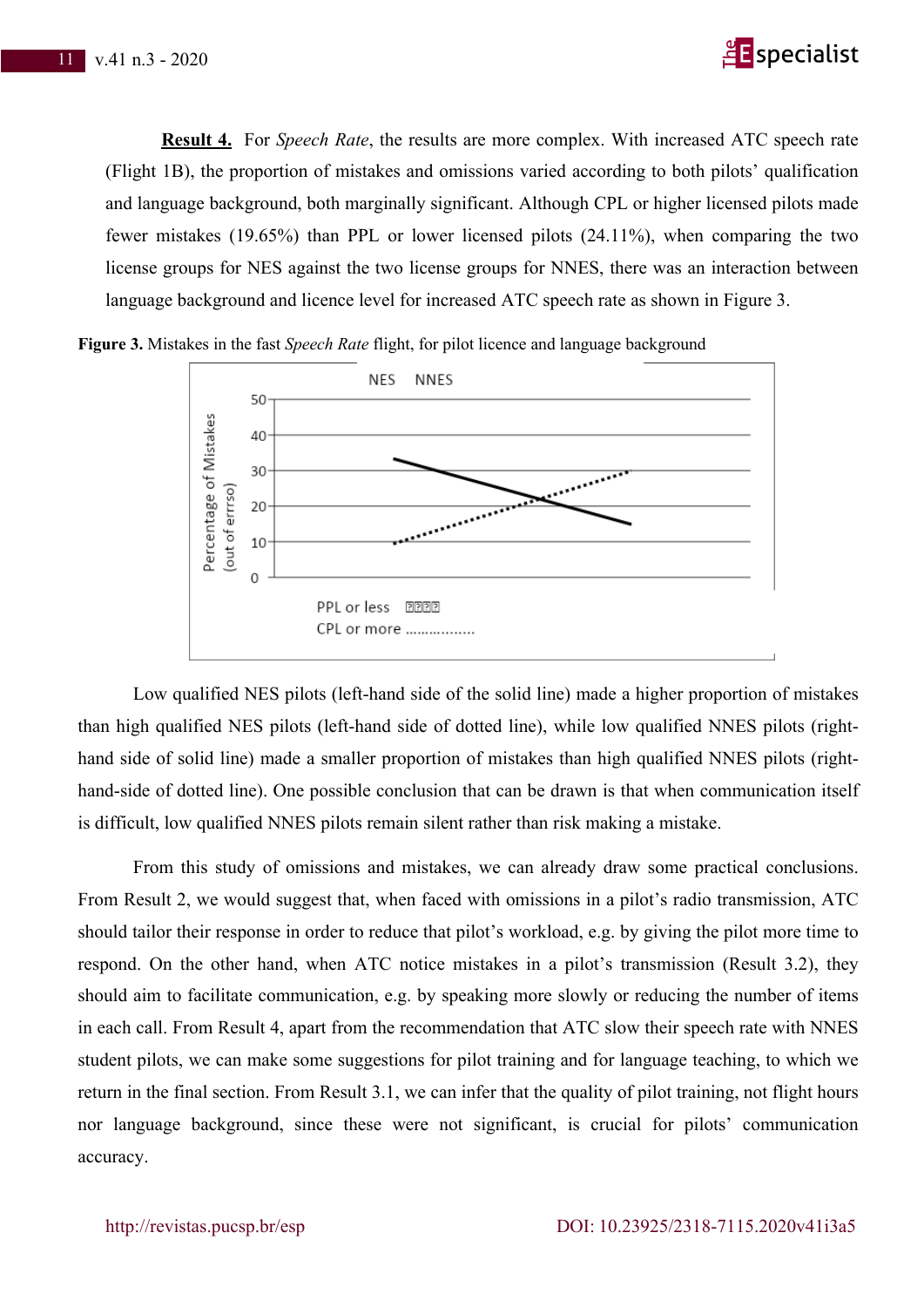**Result 4.** For *Speech Rate*, the results are more complex. With increased ATC speech rate (Flight 1B), the proportion of mistakes and omissions varied according to both pilots' qualification and language background, both marginally significant. Although CPL or higher licensed pilots made fewer mistakes (19.65%) than PPL or lower licensed pilots (24.11%), when comparing the two license groups for NES against the two license groups for NNES, there was an interaction between language background and licence level for increased ATC speech rate as shown in Figure 3.

**Figure 3.** Mistakes in the fast *Speech Rate* flight, for pilot licence and language background

Low qualified NES pilots (left-hand side of the solid line) made a higher proportion of mistakes than high qualified NES pilots (left-hand side of dotted line), while low qualified NNES pilots (right-hand side of solid line) made a smaller proportion of mistakes than high qualified NNES pilots (right-hand-side of dotted line). One possible conclusion that can be drawn is that when communication itself is difficult, low qualified NNES pilots remain silent rather than risk making a mistake.

From this study of omissions and mistakes, we can already draw some practical conclusions. From Result 2, we would suggest that, when faced with omissions in a pilot's radio transmission, ATC should tailor their response in order to reduce that pilot's workload, e.g. by giving the pilot more time to respond. On the other hand, when ATC notice mistakes in a pilot's transmission (Result 3.2), they should aim to facilitate communication, e.g. by speaking more slowly or reducing the number of items in each call. From Result 4, apart from the recommendation that ATC slow their speech rate with NNES student pilots, we can make some suggestions for pilot training and for language teaching, to which we return in the final section. From Result 3.1, we can infer that the quality of pilot training, not flight hours nor language background, since these were not significant, is crucial for pilots' communication accuracy.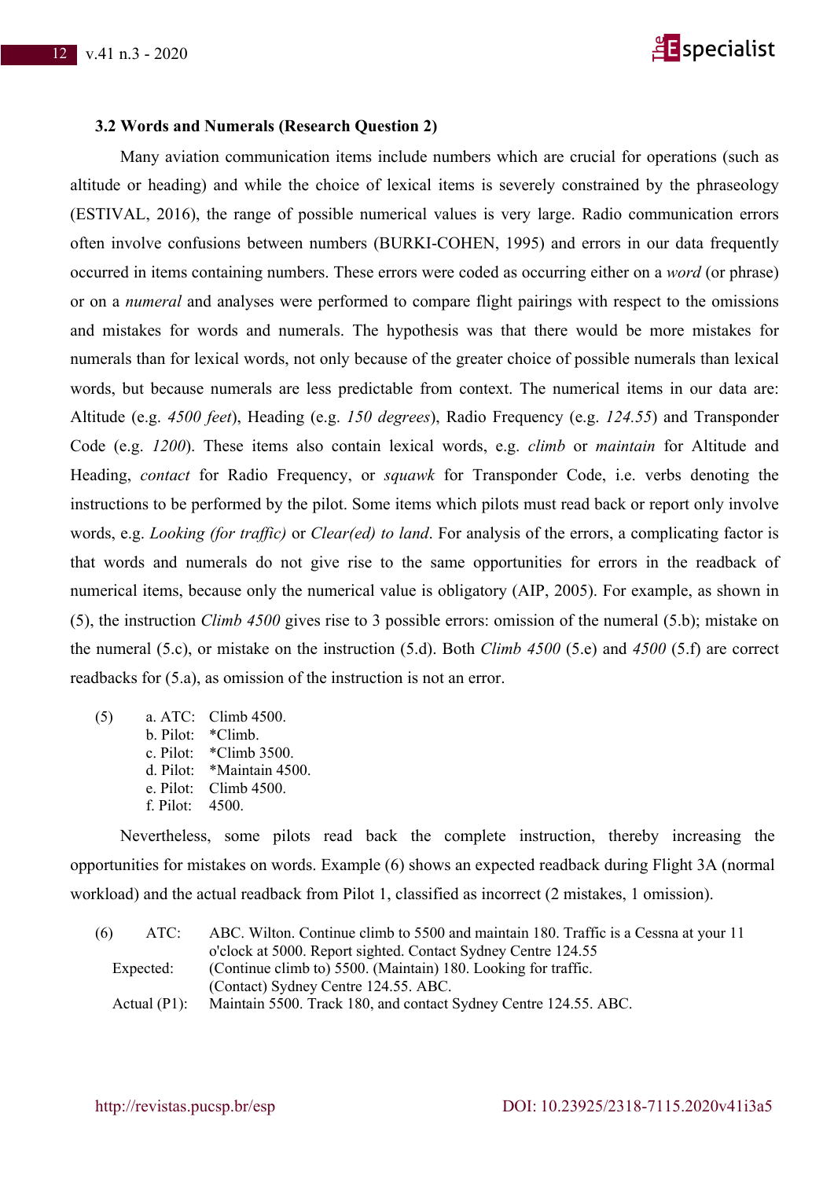### 3.2 Words and Numerals (Research Question 2)

Many aviation communication items include numbers which are crucial for operations (such as altitude or heading) and while the choice of lexical items is severely constrained by the phraseology (ESTIVAL, 2016), the range of possible numerical values is very large. Radio communication errors often involve confusions between numbers (BURKI-COHEN, 1995) and errors in our data frequently occurred in items containing numbers. These errors were coded as occurring either on a *word* (or phrase) or on a *numeral* and analyses were performed to compare flight pairings with respect to the omissions and mistakes for words and numerals. The hypothesis was that there would be more mistakes for numerals than for lexical words, not only because of the greater choice of possible numerals than lexical words, but because numerals are less predictable from context. The numerical items in our data are: Altitude (e.g. *4500 feet*), Heading (e.g. *150 degrees*), Radio Frequency (e.g. *124.55*) and Transponder Code (e.g. *1200*). These items also contain lexical words, e.g. *climb* or *maintain* for Altitude and Heading, *contact* for Radio Frequency, or *squawk* for Transponder Code, i.e. verbs denoting the instructions to be performed by the pilot. Some items which pilots must read back or report only involve words, e.g. *Looking (for traffic)* or *Clear(ed) to land*. For analysis of the errors, a complicating factor is that words and numerals do not give rise to the same opportunities for errors in the readback of numerical items, because only the numerical value is obligatory (AIP, 2005). For example, as shown in (5), the instruction *Climb 4500* gives rise to 3 possible errors: omission of the numeral (5.b); mistake on the numeral (5.c), or mistake on the instruction (5.d). Both *Climb 4500* (5.e) and *4500* (5.f) are correct readbacks for (5.a), as omission of the instruction is not an error.

(5)
a. ATC: Climb 4500.
b. Pilot: *Climb.
c. Pilot: *Climb 3500.
d. Pilot: *Maintain 4500.
e. Pilot: Climb 4500.
f. Pilot: 4500.

Nevertheless, some pilots read back the complete instruction, thereby increasing the opportunities for mistakes on words. Example (6) shows an expected readback during Flight 3A (normal workload) and the actual readback from Pilot 1, classified as incorrect (2 mistakes, 1 omission).

(6)
ATC: ABC. Wilton. Continue climb to 5500 and maintain 180. Traffic is a Cessna at your 11 o'clock at 5000. Report sighted. Contact Sydney Centre 124.55
Expected: (Continue climb to) 5500. (Maintain) 180. Looking for traffic. (Contact) Sydney Centre 124.55. ABC.
Actual (P1): Maintain 5500. Track 180, and contact Sydney Centre 124.55. ABC.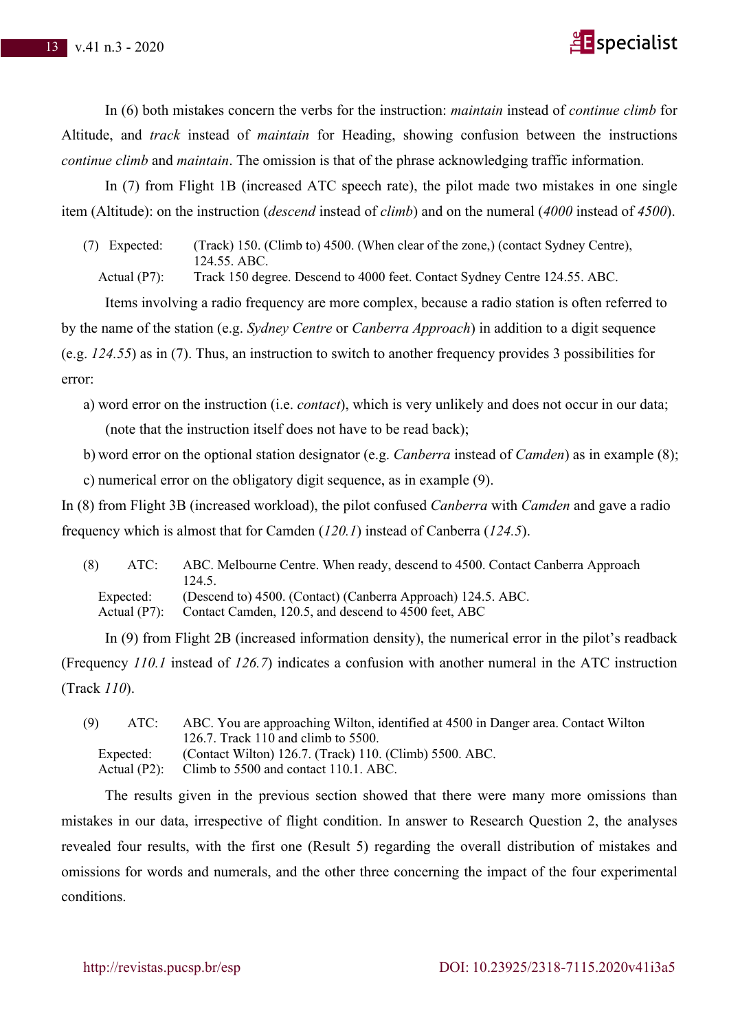In (6) both mistakes concern the verbs for the instruction: *maintain* instead of *continue climb* for Altitude, and *track* instead of *maintain* for Heading, showing confusion between the instructions *continue climb* and *maintain*. The omission is that of the phrase acknowledging traffic information.

In (7) from Flight 1B (increased ATC speech rate), the pilot made two mistakes in one single item (Altitude): on the instruction (*descend* instead of *climb*) and on the numeral (*4000* instead of *4500*).

(7) Expected: (Track) 150. (Climb to) 4500. (When clear of the zone,) (contact Sydney Centre), 124.55. ABC.
Actual (P7): Track 150 degree. Descend to 4000 feet. Contact Sydney Centre 124.55. ABC.

Items involving a radio frequency are more complex, because a radio station is often referred to by the name of the station (e.g. *Sydney Centre* or *Canberra Approach*) in addition to a digit sequence (e.g. *124.55*) as in (7). Thus, an instruction to switch to another frequency provides 3 possibilities for error:

a) word error on the instruction (i.e. *contact*), which is very unlikely and does not occur in our data; (note that the instruction itself does not have to be read back);

b) word error on the optional station designator (e.g. *Canberra* instead of *Camden*) as in example (8);

c) numerical error on the obligatory digit sequence, as in example (9).

In (8) from Flight 3B (increased workload), the pilot confused *Canberra* with *Camden* and gave a radio frequency which is almost that for Camden (*120.1*) instead of Canberra (*124.5*).

(8) ATC: ABC. Melbourne Centre. When ready, descend to 4500. Contact Canberra Approach 124.5.
Expected: (Descend to) 4500. (Contact) (Canberra Approach) 124.5. ABC.
Actual (P7): Contact Camden, 120.5, and descend to 4500 feet, ABC

In (9) from Flight 2B (increased information density), the numerical error in the pilot's readback (Frequency *110.1* instead of *126.7*) indicates a confusion with another numeral in the ATC instruction (Track *110*).

(9) ATC: ABC. You are approaching Wilton, identified at 4500 in Danger area. Contact Wilton 126.7. Track 110 and climb to 5500.
Expected: (Contact Wilton) 126.7. (Track) 110. (Climb) 5500. ABC.
Actual (P2): Climb to 5500 and contact 110.1. ABC.

The results given in the previous section showed that there were many more omissions than mistakes in our data, irrespective of flight condition. In answer to Research Question 2, the analyses revealed four results, with the first one (Result 5) regarding the overall distribution of mistakes and omissions for words and numerals, and the other three concerning the impact of the four experimental conditions.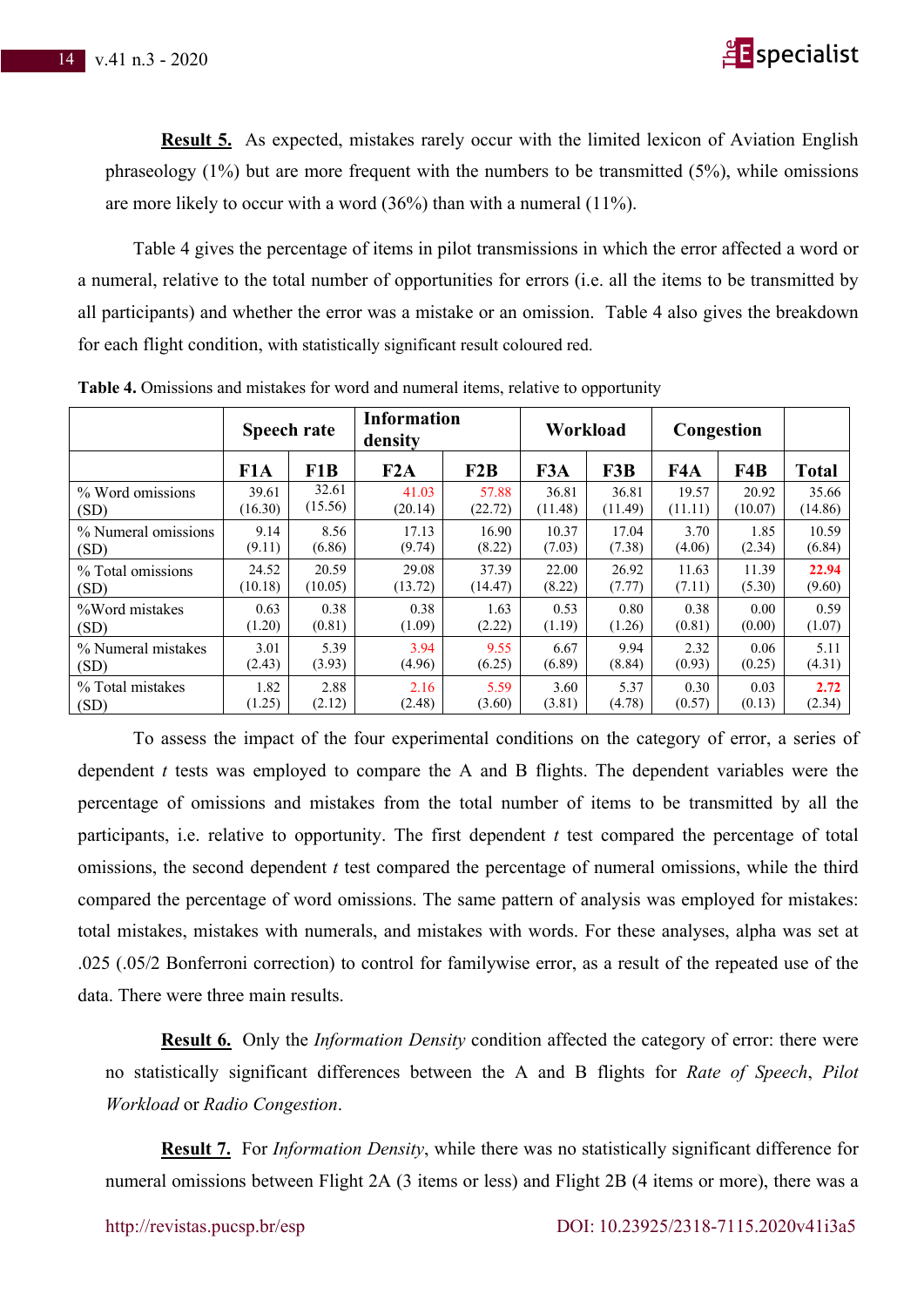**Result 5.** As expected, mistakes rarely occur with the limited lexicon of Aviation English phraseology (1%) but are more frequent with the numbers to be transmitted (5%), while omissions are more likely to occur with a word (36%) than with a numeral (11%).

Table 4 gives the percentage of items in pilot transmissions in which the error affected a word or a numeral, relative to the total number of opportunities for errors (i.e. all the items to be transmitted by all participants) and whether the error was a mistake or an omission. Table 4 also gives the breakdown for each flight condition, with statistically significant result coloured red.

**Table 4.** Omissions and mistakes for word and numeral items, relative to opportunity

| | Speech rate | | Information density | | Workload | | Congestion | | |
|---|---|---|---|---|---|---|---|---|---|
| | **F1A** | **F1B** | **F2A** | **F2B** | **F3A** | **F3B** | **F4A** | **F4B** | **Total** |
| % Word omissions (SD) | 39.61 (16.30) | 32.61 (15.56) | 41.03 (20.14) | 57.88 (22.72) | 36.81 (11.48) | 36.81 (11.49) | 19.57 (11.11) | 20.92 (10.07) | 35.66 (14.86) |
| % Numeral omissions (SD) | 9.14 (9.11) | 8.56 (6.86) | 17.13 (9.74) | 16.90 (8.22) | 10.37 (7.03) | 17.04 (7.38) | 3.70 (4.06) | 1.85 (2.34) | 10.59 (6.84) |
| % Total omissions (SD) | 24.52 (10.18) | 20.59 (10.05) | 29.08 (13.72) | 37.39 (14.47) | 22.00 (8.22) | 26.92 (7.77) | 11.63 (7.11) | 11.39 (5.30) | **22.94** (9.60) |
| %Word mistakes (SD) | 0.63 (1.20) | 0.38 (0.81) | 0.38 (1.09) | 1.63 (2.22) | 0.53 (1.19) | 0.80 (1.26) | 0.38 (0.81) | 0.00 (0.00) | 0.59 (1.07) |
| % Numeral mistakes (SD) | 3.01 (2.43) | 5.39 (3.93) | 3.94 (4.96) | 9.55 (6.25) | 6.67 (6.89) | 9.94 (8.84) | 2.32 (0.93) | 0.06 (0.25) | 5.11 (4.31) |
| % Total mistakes (SD) | 1.82 (1.25) | 2.88 (2.12) | 2.16 (2.48) | 5.59 (3.60) | 3.60 (3.81) | 5.37 (4.78) | 0.30 (0.57) | 0.03 (0.13) | **2.72** (2.34) |

To assess the impact of the four experimental conditions on the category of error, a series of dependent *t* tests was employed to compare the A and B flights. The dependent variables were the percentage of omissions and mistakes from the total number of items to be transmitted by all the participants, i.e. relative to opportunity. The first dependent *t* test compared the percentage of total omissions, the second dependent *t* test compared the percentage of numeral omissions, while the third compared the percentage of word omissions. The same pattern of analysis was employed for mistakes: total mistakes, mistakes with numerals, and mistakes with words. For these analyses, alpha was set at .025 (.05/2 Bonferroni correction) to control for familywise error, as a result of the repeated use of the data. There were three main results.

**Result 6.** Only the *Information Density* condition affected the category of error: there were no statistically significant differences between the A and B flights for *Rate of Speech*, *Pilot Workload* or *Radio Congestion*.

**Result 7.** For *Information Density*, while there was no statistically significant difference for numeral omissions between Flight 2A (3 items or less) and Flight 2B (4 items or more), there was a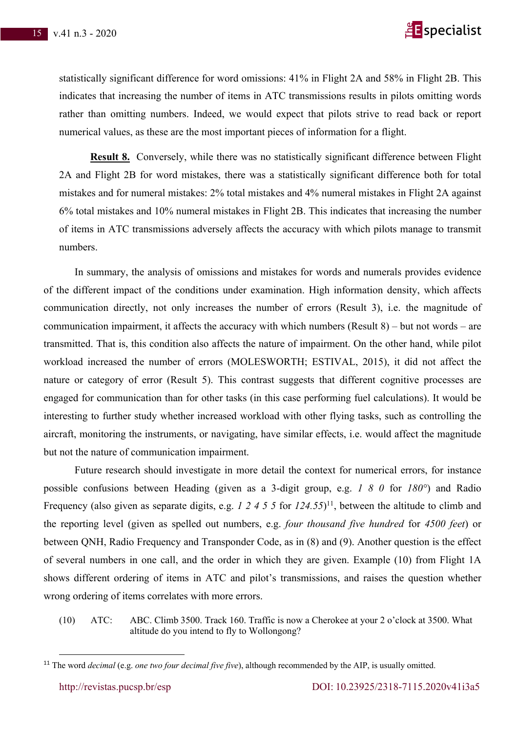statistically significant difference for word omissions: 41% in Flight 2A and 58% in Flight 2B. This indicates that increasing the number of items in ATC transmissions results in pilots omitting words rather than omitting numbers. Indeed, we would expect that pilots strive to read back or report numerical values, as these are the most important pieces of information for a flight.

**Result 8.** Conversely, while there was no statistically significant difference between Flight 2A and Flight 2B for word mistakes, there was a statistically significant difference both for total mistakes and for numeral mistakes: 2% total mistakes and 4% numeral mistakes in Flight 2A against 6% total mistakes and 10% numeral mistakes in Flight 2B. This indicates that increasing the number of items in ATC transmissions adversely affects the accuracy with which pilots manage to transmit numbers.

In summary, the analysis of omissions and mistakes for words and numerals provides evidence of the different impact of the conditions under examination. High information density, which affects communication directly, not only increases the number of errors (Result 3), i.e. the magnitude of communication impairment, it affects the accuracy with which numbers (Result 8) – but not words – are transmitted. That is, this condition also affects the nature of impairment. On the other hand, while pilot workload increased the number of errors (MOLESWORTH; ESTIVAL, 2015), it did not affect the nature or category of error (Result 5). This contrast suggests that different cognitive processes are engaged for communication than for other tasks (in this case performing fuel calculations). It would be interesting to further study whether increased workload with other flying tasks, such as controlling the aircraft, monitoring the instruments, or navigating, have similar effects, i.e. would affect the magnitude but not the nature of communication impairment.

Future research should investigate in more detail the context for numerical errors, for instance possible confusions between Heading (given as a 3-digit group, e.g. *1 8 0* for *180°*) and Radio Frequency (also given as separate digits, e.g. *1 2 4 5 5* for *124.55*)[11], between the altitude to climb and the reporting level (given as spelled out numbers, e.g. *four thousand five hundred* for *4500 feet*) or between QNH, Radio Frequency and Transponder Code, as in (8) and (9). Another question is the effect of several numbers in one call, and the order in which they are given. Example (10) from Flight 1A shows different ordering of items in ATC and pilot's transmissions, and raises the question whether wrong ordering of items correlates with more errors.

(10) ATC: ABC. Climb 3500. Track 160. Traffic is now a Cherokee at your 2 o'clock at 3500. What altitude do you intend to fly to Wollongong?

[11] The word *decimal* (e.g. *one two four decimal five five*), although recommended by the AIP, is usually omitted.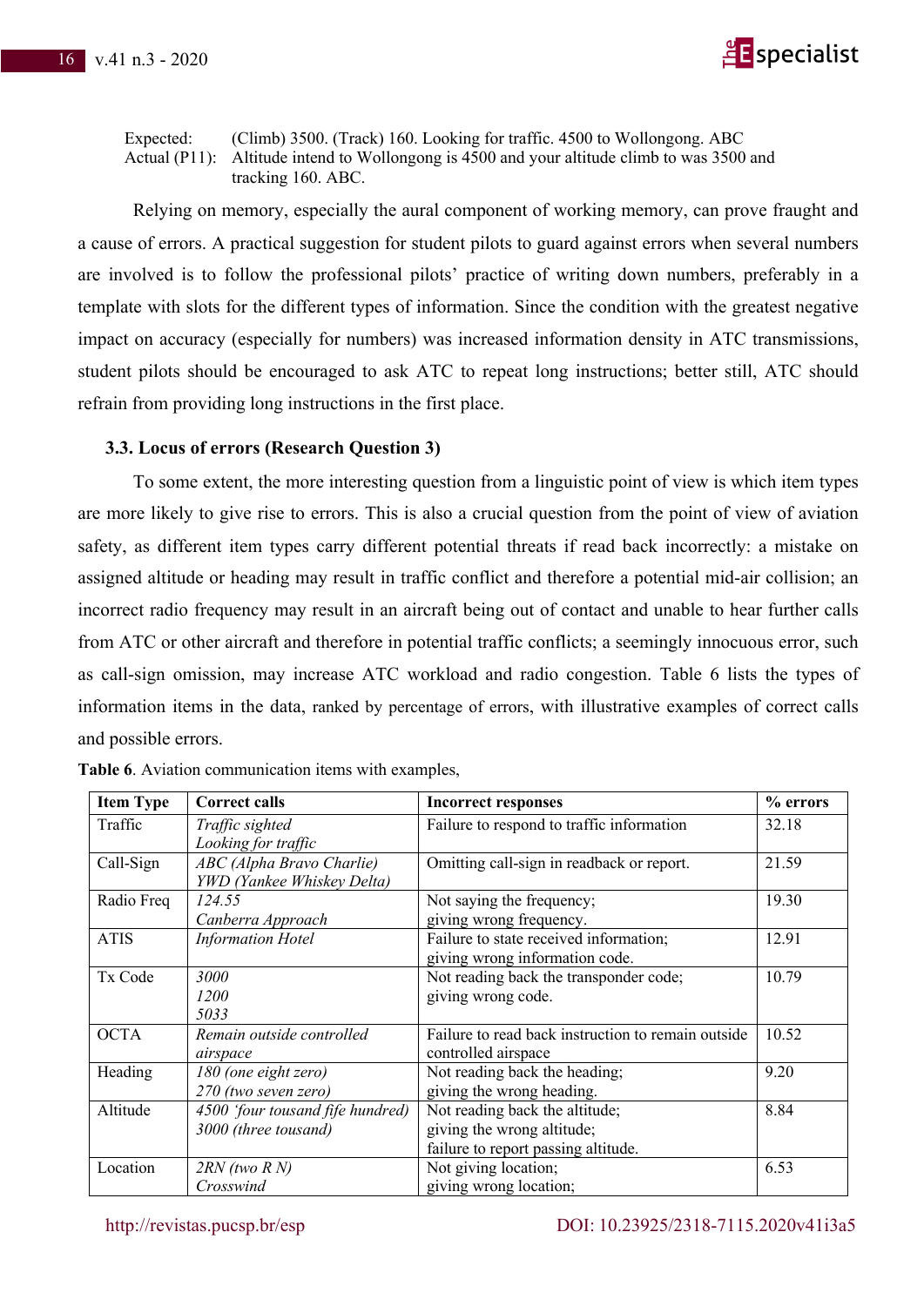Expected: (Climb) 3500. (Track) 160. Looking for traffic. 4500 to Wollongong. ABC
Actual (P11): Altitude intend to Wollongong is 4500 and your altitude climb to was 3500 and tracking 160. ABC.

Relying on memory, especially the aural component of working memory, can prove fraught and a cause of errors. A practical suggestion for student pilots to guard against errors when several numbers are involved is to follow the professional pilots' practice of writing down numbers, preferably in a template with slots for the different types of information. Since the condition with the greatest negative impact on accuracy (especially for numbers) was increased information density in ATC transmissions, student pilots should be encouraged to ask ATC to repeat long instructions; better still, ATC should refrain from providing long instructions in the first place.

### 3.3. Locus of errors (Research Question 3)

To some extent, the more interesting question from a linguistic point of view is which item types are more likely to give rise to errors. This is also a crucial question from the point of view of aviation safety, as different item types carry different potential threats if read back incorrectly: a mistake on assigned altitude or heading may result in traffic conflict and therefore a potential mid-air collision; an incorrect radio frequency may result in an aircraft being out of contact and unable to hear further calls from ATC or other aircraft and therefore in potential traffic conflicts; a seemingly innocuous error, such as call-sign omission, may increase ATC workload and radio congestion. Table 6 lists the types of information items in the data, ranked by percentage of errors, with illustrative examples of correct calls and possible errors.

**Table 6**. Aviation communication items with examples,

| Item Type | Correct calls | Incorrect responses | % errors |
|---|---|---|---|
| Traffic | *Traffic sighted*<br>*Looking for traffic* | Failure to respond to traffic information | 32.18 |
| Call-Sign | *ABC (Alpha Bravo Charlie)*<br>*YWD (Yankee Whiskey Delta)* | Omitting call-sign in readback or report. | 21.59 |
| Radio Freq | *124.55*<br>*Canberra Approach* | Not saying the frequency;<br>giving wrong frequency. | 19.30 |
| ATIS | *Information Hotel* | Failure to state received information;<br>giving wrong information code. | 12.91 |
| Tx Code | *3000*<br>*1200*<br>*5033* | Not reading back the transponder code;<br>giving wrong code. | 10.79 |
| OCTA | *Remain outside controlled airspace* | Failure to read back instruction to remain outside controlled airspace | 10.52 |
| Heading | *180 (one eight zero)*<br>*270 (two seven zero)* | Not reading back the heading;<br>giving the wrong heading. | 9.20 |
| Altitude | *4500 'four tousand fife hundred)*<br>*3000 (three tousand)* | Not reading back the altitude;<br>giving the wrong altitude;<br>failure to report passing altitude. | 8.84 |
| Location | *2RN (two R N)*<br>*Crosswind* | Not giving location;<br>giving wrong location; | 6.53 |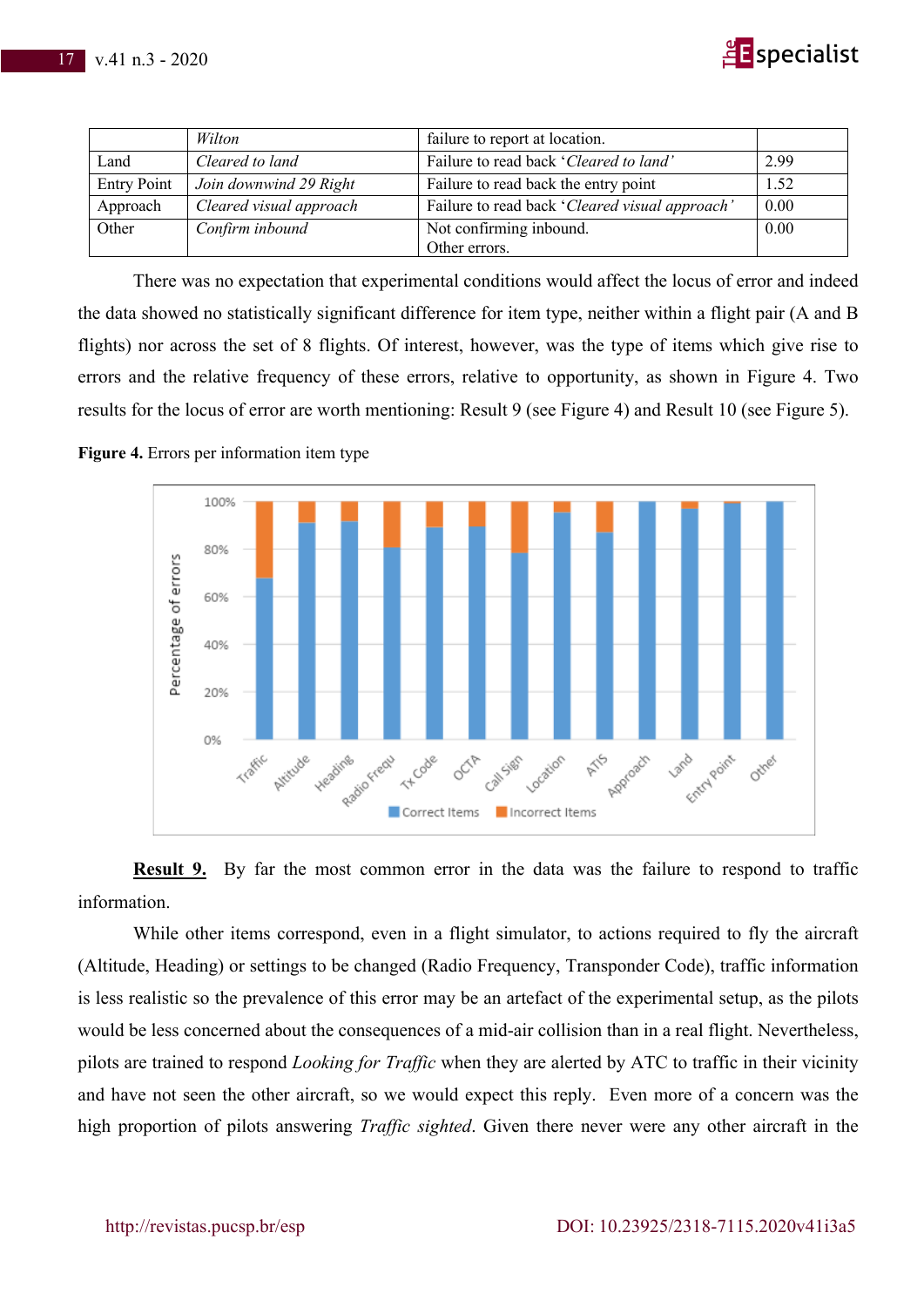| | *Wilton* | failure to report at location. | |
|---|---|---|---|
| Land | *Cleared to land* | Failure to read back '*Cleared to land*' | 2.99 |
| Entry Point | *Join downwind 29 Right* | Failure to read back the entry point | 1.52 |
| Approach | *Cleared visual approach* | Failure to read back '*Cleared visual approach*' | 0.00 |
| Other | *Confirm inbound* | Not confirming inbound.<br>Other errors. | 0.00 |

There was no expectation that experimental conditions would affect the locus of error and indeed the data showed no statistically significant difference for item type, neither within a flight pair (A and B flights) nor across the set of 8 flights. Of interest, however, was the type of items which give rise to errors and the relative frequency of these errors, relative to opportunity, as shown in Figure 4. Two results for the locus of error are worth mentioning: Result 9 (see Figure 4) and Result 10 (see Figure 5).

**Figure 4.** Errors per information item type

**Result 9.** By far the most common error in the data was the failure to respond to traffic information.

While other items correspond, even in a flight simulator, to actions required to fly the aircraft (Altitude, Heading) or settings to be changed (Radio Frequency, Transponder Code), traffic information is less realistic so the prevalence of this error may be an artefact of the experimental setup, as the pilots would be less concerned about the consequences of a mid-air collision than in a real flight. Nevertheless, pilots are trained to respond *Looking for Traffic* when they are alerted by ATC to traffic in their vicinity and have not seen the other aircraft, so we would expect this reply. Even more of a concern was the high proportion of pilots answering *Traffic sighted*. Given there never were any other aircraft in the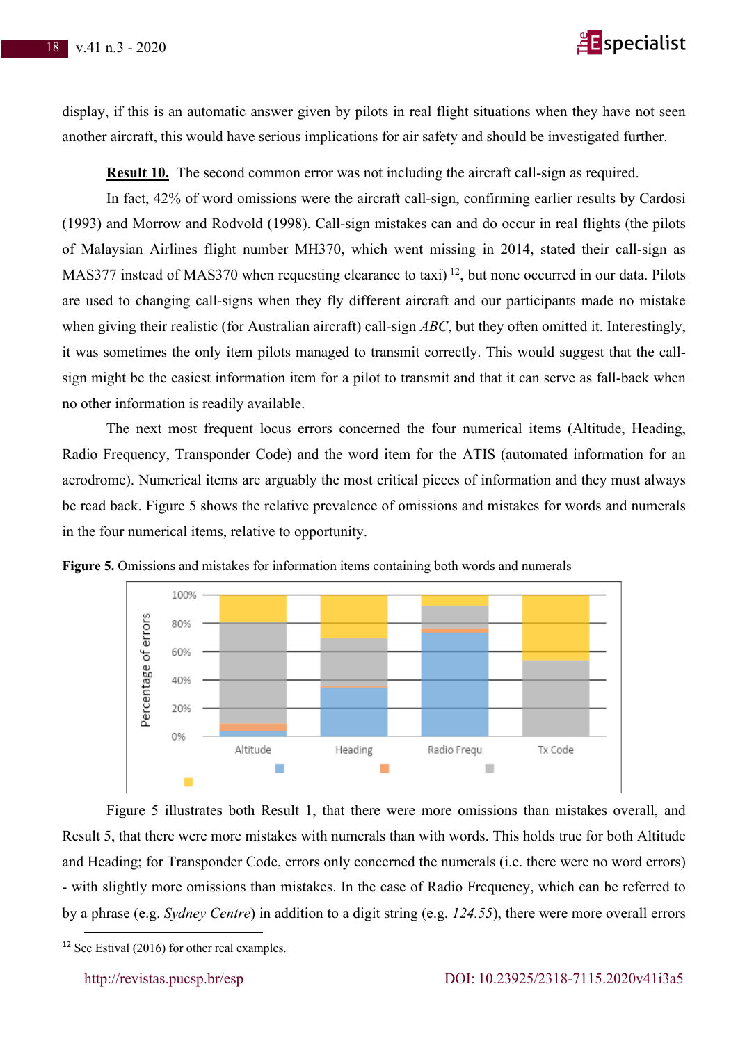display, if this is an automatic answer given by pilots in real flight situations when they have not seen another aircraft, this would have serious implications for air safety and should be investigated further.

**Result 10.** The second common error was not including the aircraft call-sign as required.

In fact, 42% of word omissions were the aircraft call-sign, confirming earlier results by Cardosi (1993) and Morrow and Rodvold (1998). Call-sign mistakes can and do occur in real flights (the pilots of Malaysian Airlines flight number MH370, which went missing in 2014, stated their call-sign as MAS377 instead of MAS370 when requesting clearance to taxi) [12], but none occurred in our data. Pilots are used to changing call-signs when they fly different aircraft and our participants made no mistake when giving their realistic (for Australian aircraft) call-sign *ABC*, but they often omitted it. Interestingly, it was sometimes the only item pilots managed to transmit correctly. This would suggest that the call-sign might be the easiest information item for a pilot to transmit and that it can serve as fall-back when no other information is readily available.

The next most frequent locus errors concerned the four numerical items (Altitude, Heading, Radio Frequency, Transponder Code) and the word item for the ATIS (automated information for an aerodrome). Numerical items are arguably the most critical pieces of information and they must always be read back. Figure 5 shows the relative prevalence of omissions and mistakes for words and numerals in the four numerical items, relative to opportunity.

**Figure 5.** Omissions and mistakes for information items containing both words and numerals

Figure 5 illustrates both Result 1, that there were more omissions than mistakes overall, and Result 5, that there were more mistakes with numerals than with words. This holds true for both Altitude and Heading; for Transponder Code, errors only concerned the numerals (i.e. there were no word errors) - with slightly more omissions than mistakes. In the case of Radio Frequency, which can be referred to by a phrase (e.g. *Sydney Centre*) in addition to a digit string (e.g. *124.55*), there were more overall errors

[12] See Estival (2016) for other real examples.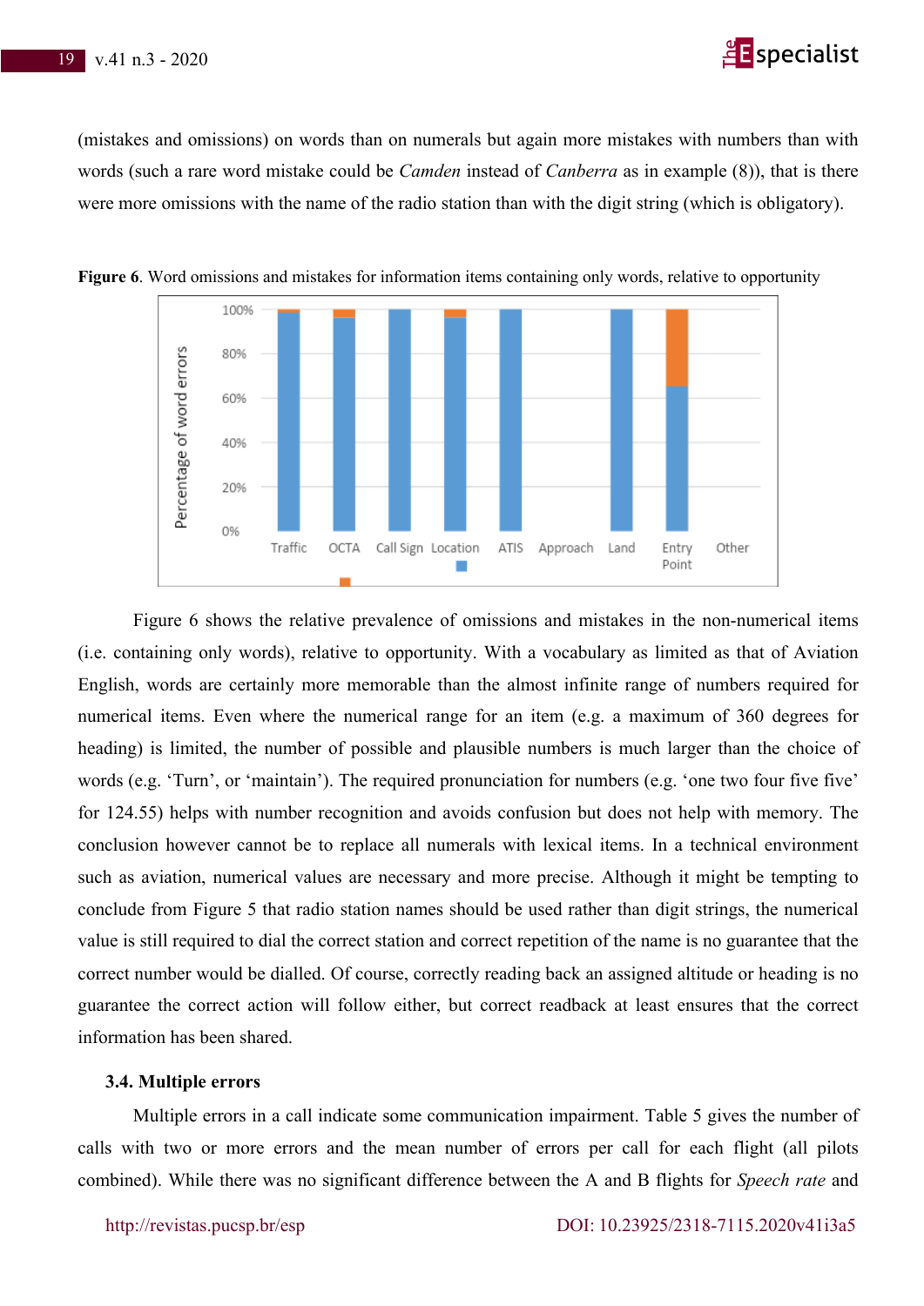(mistakes and omissions) on words than on numerals but again more mistakes with numbers than with words (such a rare word mistake could be *Camden* instead of *Canberra* as in example (8)), that is there were more omissions with the name of the radio station than with the digit string (which is obligatory).

**Figure 6**. Word omissions and mistakes for information items containing only words, relative to opportunity

Figure 6 shows the relative prevalence of omissions and mistakes in the non-numerical items (i.e. containing only words), relative to opportunity. With a vocabulary as limited as that of Aviation English, words are certainly more memorable than the almost infinite range of numbers required for numerical items. Even where the numerical range for an item (e.g. a maximum of 360 degrees for heading) is limited, the number of possible and plausible numbers is much larger than the choice of words (e.g. 'Turn', or 'maintain'). The required pronunciation for numbers (e.g. 'one two four five five' for 124.55) helps with number recognition and avoids confusion but does not help with memory. The conclusion however cannot be to replace all numerals with lexical items. In a technical environment such as aviation, numerical values are necessary and more precise. Although it might be tempting to conclude from Figure 5 that radio station names should be used rather than digit strings, the numerical value is still required to dial the correct station and correct repetition of the name is no guarantee that the correct number would be dialled. Of course, correctly reading back an assigned altitude or heading is no guarantee the correct action will follow either, but correct readback at least ensures that the correct information has been shared.

### 3.4. Multiple errors

Multiple errors in a call indicate some communication impairment. Table 5 gives the number of calls with two or more errors and the mean number of errors per call for each flight (all pilots combined). While there was no significant difference between the A and B flights for *Speech rate* and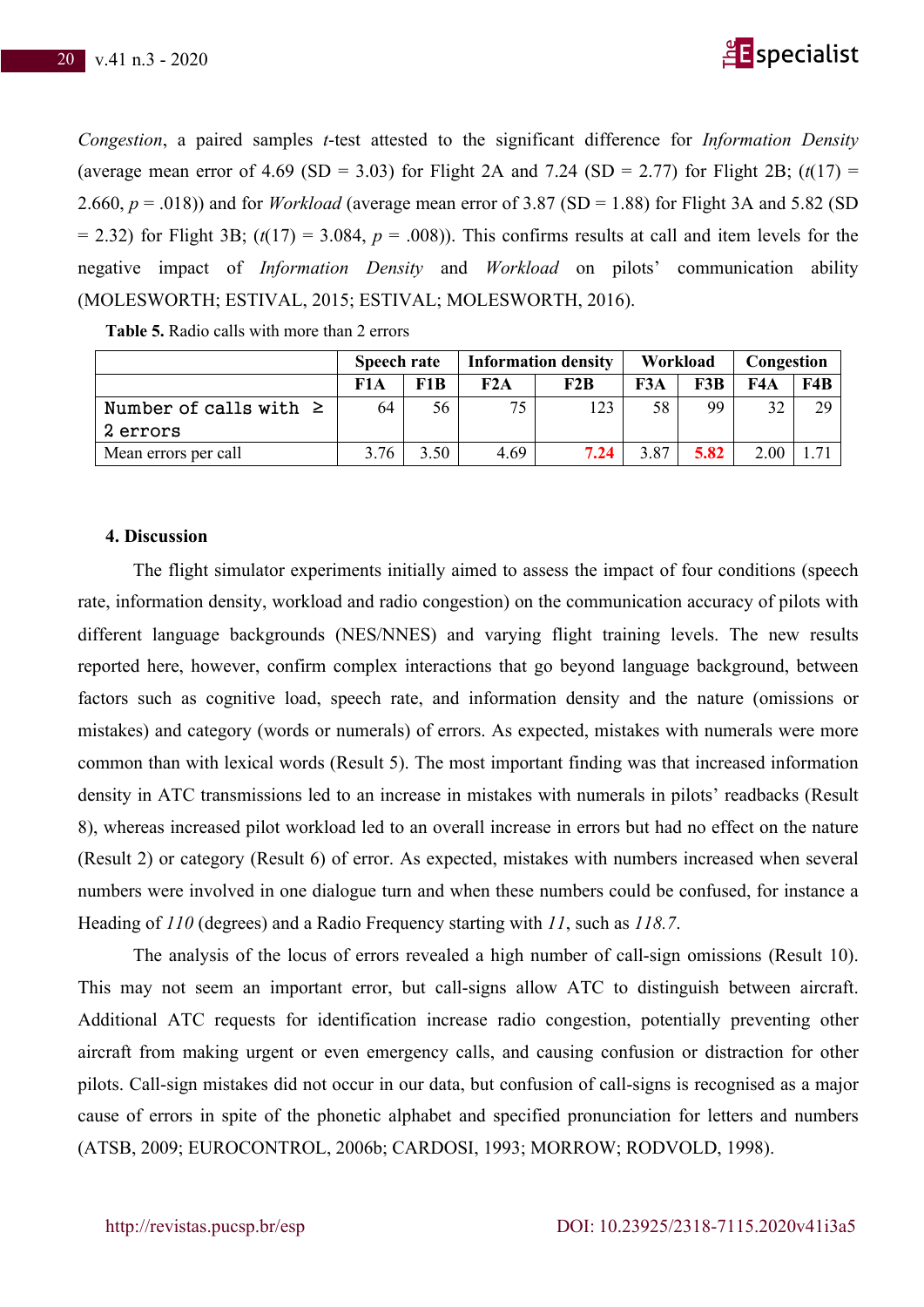*Congestion*, a paired samples *t*-test attested to the significant difference for *Information Density* (average mean error of 4.69 (SD = 3.03) for Flight 2A and 7.24 (SD = 2.77) for Flight 2B; ($t(17) = 2.660$, $p = .018$)) and for *Workload* (average mean error of 3.87 (SD = 1.88) for Flight 3A and 5.82 (SD = 2.32) for Flight 3B; ($t(17) = 3.084$, $p = .008$)). This confirms results at call and item levels for the negative impact of *Information Density* and *Workload* on pilots' communication ability (MOLESWORTH; ESTIVAL, 2015; ESTIVAL; MOLESWORTH, 2016).

**Table 5.** Radio calls with more than 2 errors

| | Speech rate | | Information density | | Workload | | Congestion | |
|---|---|---|---|---|---|---|---|---|
| | F1A | F1B | F2A | F2B | F3A | F3B | F4A | F4B |
| Number of calls with ≥ 2 errors | 64 | 56 | 75 | 123 | 58 | 99 | 32 | 29 |
| Mean errors per call | 3.76 | 3.50 | 4.69 | 7.24 | 3.87 | 5.82 | 2.00 | 1.71 |

## 4. Discussion

The flight simulator experiments initially aimed to assess the impact of four conditions (speech rate, information density, workload and radio congestion) on the communication accuracy of pilots with different language backgrounds (NES/NNES) and varying flight training levels. The new results reported here, however, confirm complex interactions that go beyond language background, between factors such as cognitive load, speech rate, and information density and the nature (omissions or mistakes) and category (words or numerals) of errors. As expected, mistakes with numerals were more common than with lexical words (Result 5). The most important finding was that increased information density in ATC transmissions led to an increase in mistakes with numerals in pilots' readbacks (Result 8), whereas increased pilot workload led to an overall increase in errors but had no effect on the nature (Result 2) or category (Result 6) of error. As expected, mistakes with numbers increased when several numbers were involved in one dialogue turn and when these numbers could be confused, for instance a Heading of *110* (degrees) and a Radio Frequency starting with *11*, such as *118.7*.

The analysis of the locus of errors revealed a high number of call-sign omissions (Result 10). This may not seem an important error, but call-signs allow ATC to distinguish between aircraft. Additional ATC requests for identification increase radio congestion, potentially preventing other aircraft from making urgent or even emergency calls, and causing confusion or distraction for other pilots. Call-sign mistakes did not occur in our data, but confusion of call-signs is recognised as a major cause of errors in spite of the phonetic alphabet and specified pronunciation for letters and numbers (ATSB, 2009; EUROCONTROL, 2006b; CARDOSI, 1993; MORROW; RODVOLD, 1998).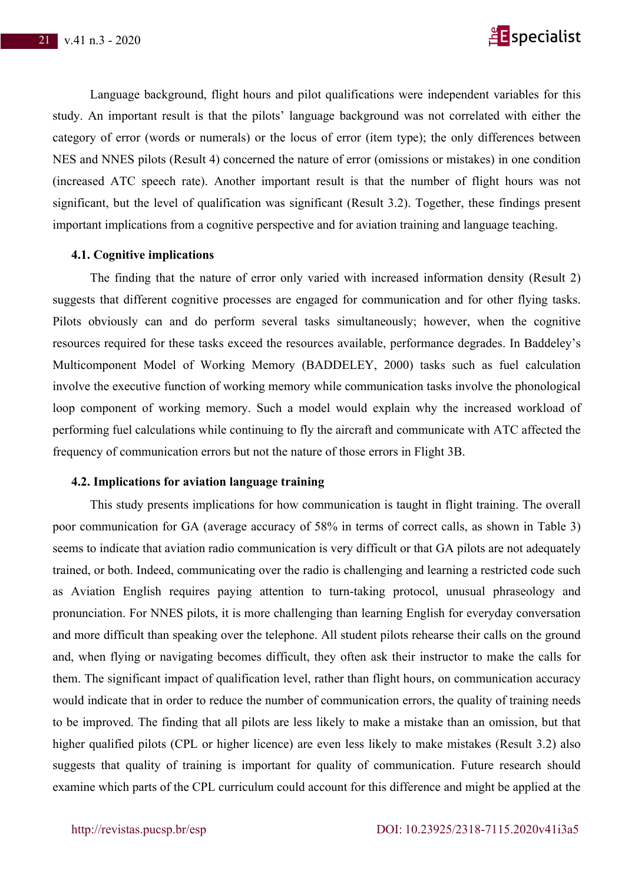Language background, flight hours and pilot qualifications were independent variables for this study. An important result is that the pilots' language background was not correlated with either the category of error (words or numerals) or the locus of error (item type); the only differences between NES and NNES pilots (Result 4) concerned the nature of error (omissions or mistakes) in one condition (increased ATC speech rate). Another important result is that the number of flight hours was not significant, but the level of qualification was significant (Result 3.2). Together, these findings present important implications from a cognitive perspective and for aviation training and language teaching.

### 4.1. Cognitive implications

The finding that the nature of error only varied with increased information density (Result 2) suggests that different cognitive processes are engaged for communication and for other flying tasks. Pilots obviously can and do perform several tasks simultaneously; however, when the cognitive resources required for these tasks exceed the resources available, performance degrades. In Baddeley's Multicomponent Model of Working Memory (BADDELEY, 2000) tasks such as fuel calculation involve the executive function of working memory while communication tasks involve the phonological loop component of working memory. Such a model would explain why the increased workload of performing fuel calculations while continuing to fly the aircraft and communicate with ATC affected the frequency of communication errors but not the nature of those errors in Flight 3B.

### 4.2. Implications for aviation language training

This study presents implications for how communication is taught in flight training. The overall poor communication for GA (average accuracy of 58% in terms of correct calls, as shown in Table 3) seems to indicate that aviation radio communication is very difficult or that GA pilots are not adequately trained, or both. Indeed, communicating over the radio is challenging and learning a restricted code such as Aviation English requires paying attention to turn-taking protocol, unusual phraseology and pronunciation. For NNES pilots, it is more challenging than learning English for everyday conversation and more difficult than speaking over the telephone. All student pilots rehearse their calls on the ground and, when flying or navigating becomes difficult, they often ask their instructor to make the calls for them. The significant impact of qualification level, rather than flight hours, on communication accuracy would indicate that in order to reduce the number of communication errors, the quality of training needs to be improved. The finding that all pilots are less likely to make a mistake than an omission, but that higher qualified pilots (CPL or higher licence) are even less likely to make mistakes (Result 3.2) also suggests that quality of training is important for quality of communication. Future research should examine which parts of the CPL curriculum could account for this difference and might be applied at the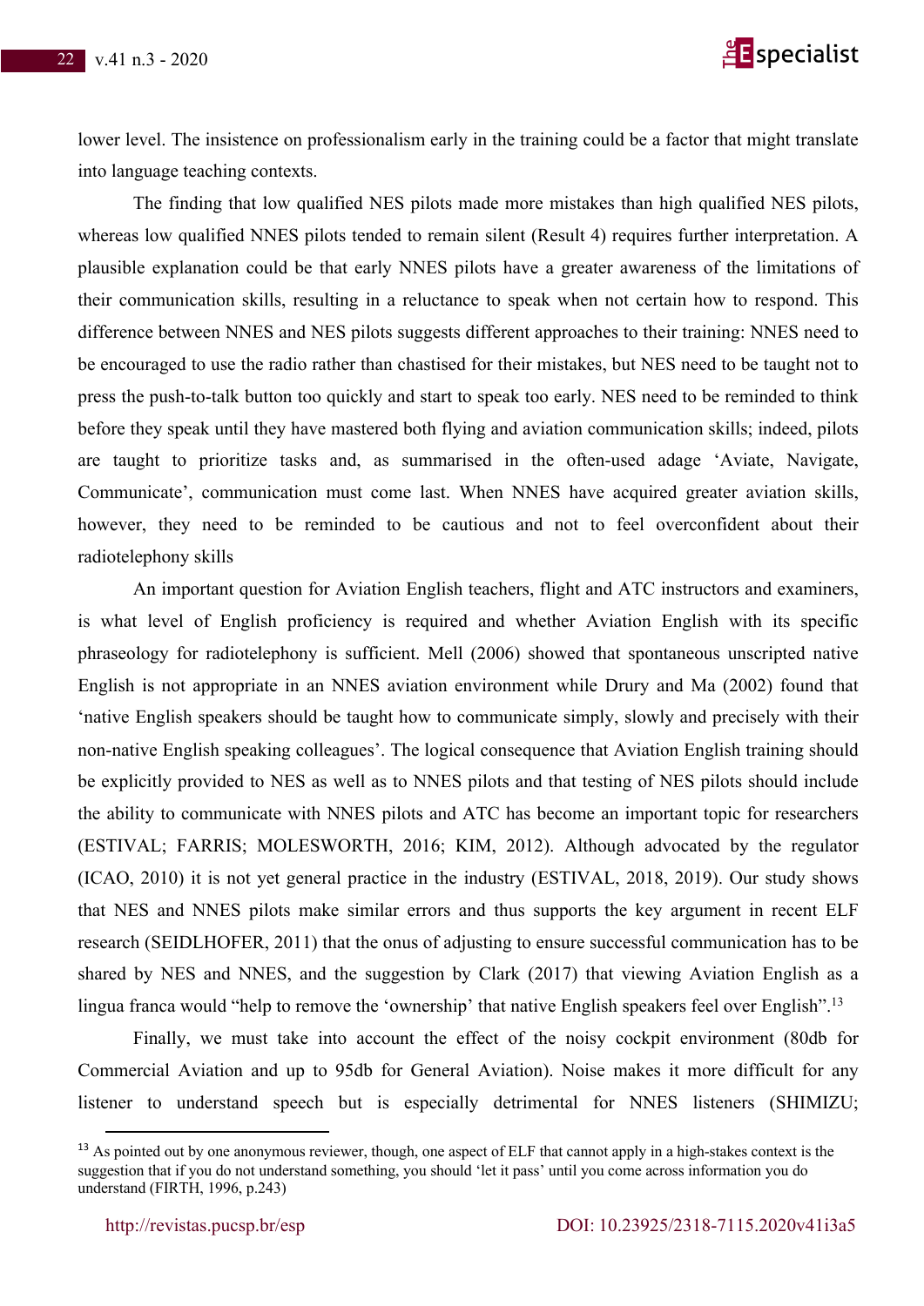lower level. The insistence on professionalism early in the training could be a factor that might translate into language teaching contexts.

The finding that low qualified NES pilots made more mistakes than high qualified NES pilots, whereas low qualified NNES pilots tended to remain silent (Result 4) requires further interpretation. A plausible explanation could be that early NNES pilots have a greater awareness of the limitations of their communication skills, resulting in a reluctance to speak when not certain how to respond. This difference between NNES and NES pilots suggests different approaches to their training: NNES need to be encouraged to use the radio rather than chastised for their mistakes, but NES need to be taught not to press the push-to-talk button too quickly and start to speak too early. NES need to be reminded to think before they speak until they have mastered both flying and aviation communication skills; indeed, pilots are taught to prioritize tasks and, as summarised in the often-used adage 'Aviate, Navigate, Communicate', communication must come last. When NNES have acquired greater aviation skills, however, they need to be reminded to be cautious and not to feel overconfident about their radiotelephony skills

An important question for Aviation English teachers, flight and ATC instructors and examiners, is what level of English proficiency is required and whether Aviation English with its specific phraseology for radiotelephony is sufficient. Mell (2006) showed that spontaneous unscripted native English is not appropriate in an NNES aviation environment while Drury and Ma (2002) found that 'native English speakers should be taught how to communicate simply, slowly and precisely with their non-native English speaking colleagues'. The logical consequence that Aviation English training should be explicitly provided to NES as well as to NNES pilots and that testing of NES pilots should include the ability to communicate with NNES pilots and ATC has become an important topic for researchers (ESTIVAL; FARRIS; MOLESWORTH, 2016; KIM, 2012). Although advocated by the regulator (ICAO, 2010) it is not yet general practice in the industry (ESTIVAL, 2018, 2019). Our study shows that NES and NNES pilots make similar errors and thus supports the key argument in recent ELF research (SEIDLHOFER, 2011) that the onus of adjusting to ensure successful communication has to be shared by NES and NNES, and the suggestion by Clark (2017) that viewing Aviation English as a lingua franca would "help to remove the 'ownership' that native English speakers feel over English".[13]

Finally, we must take into account the effect of the noisy cockpit environment (80db for Commercial Aviation and up to 95db for General Aviation). Noise makes it more difficult for any listener to understand speech but is especially detrimental for NNES listeners (SHIMIZU;

---

[13] As pointed out by one anonymous reviewer, though, one aspect of ELF that cannot apply in a high-stakes context is the suggestion that if you do not understand something, you should 'let it pass' until you come across information you do understand (FIRTH, 1996, p.243)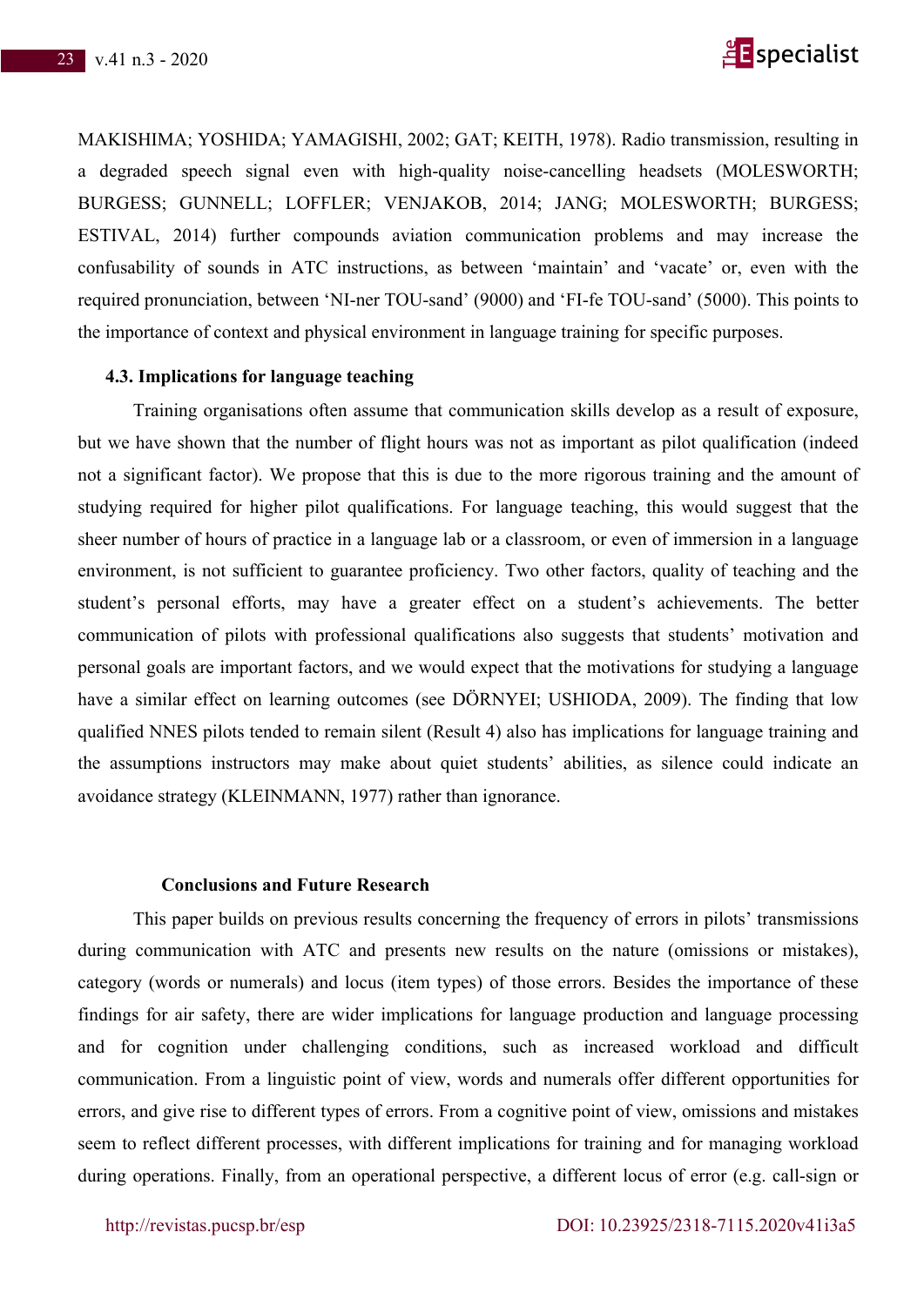MAKISHIMA; YOSHIDA; YAMAGISHI, 2002; GAT; KEITH, 1978). Radio transmission, resulting in a degraded speech signal even with high-quality noise-cancelling headsets (MOLESWORTH; BURGESS; GUNNELL; LOFFLER; VENJAKOB, 2014; JANG; MOLESWORTH; BURGESS; ESTIVAL, 2014) further compounds aviation communication problems and may increase the confusability of sounds in ATC instructions, as between 'maintain' and 'vacate' or, even with the required pronunciation, between 'NI-ner TOU-sand' (9000) and 'FI-fe TOU-sand' (5000). This points to the importance of context and physical environment in language training for specific purposes.

### 4.3. Implications for language teaching

Training organisations often assume that communication skills develop as a result of exposure, but we have shown that the number of flight hours was not as important as pilot qualification (indeed not a significant factor). We propose that this is due to the more rigorous training and the amount of studying required for higher pilot qualifications. For language teaching, this would suggest that the sheer number of hours of practice in a language lab or a classroom, or even of immersion in a language environment, is not sufficient to guarantee proficiency. Two other factors, quality of teaching and the student's personal efforts, may have a greater effect on a student's achievements. The better communication of pilots with professional qualifications also suggests that students' motivation and personal goals are important factors, and we would expect that the motivations for studying a language have a similar effect on learning outcomes (see DÖRNYEI; USHIODA, 2009). The finding that low qualified NNES pilots tended to remain silent (Result 4) also has implications for language training and the assumptions instructors may make about quiet students' abilities, as silence could indicate an avoidance strategy (KLEINMANN, 1977) rather than ignorance.

## Conclusions and Future Research

This paper builds on previous results concerning the frequency of errors in pilots' transmissions during communication with ATC and presents new results on the nature (omissions or mistakes), category (words or numerals) and locus (item types) of those errors. Besides the importance of these findings for air safety, there are wider implications for language production and language processing and for cognition under challenging conditions, such as increased workload and difficult communication. From a linguistic point of view, words and numerals offer different opportunities for errors, and give rise to different types of errors. From a cognitive point of view, omissions and mistakes seem to reflect different processes, with different implications for training and for managing workload during operations. Finally, from an operational perspective, a different locus of error (e.g. call-sign or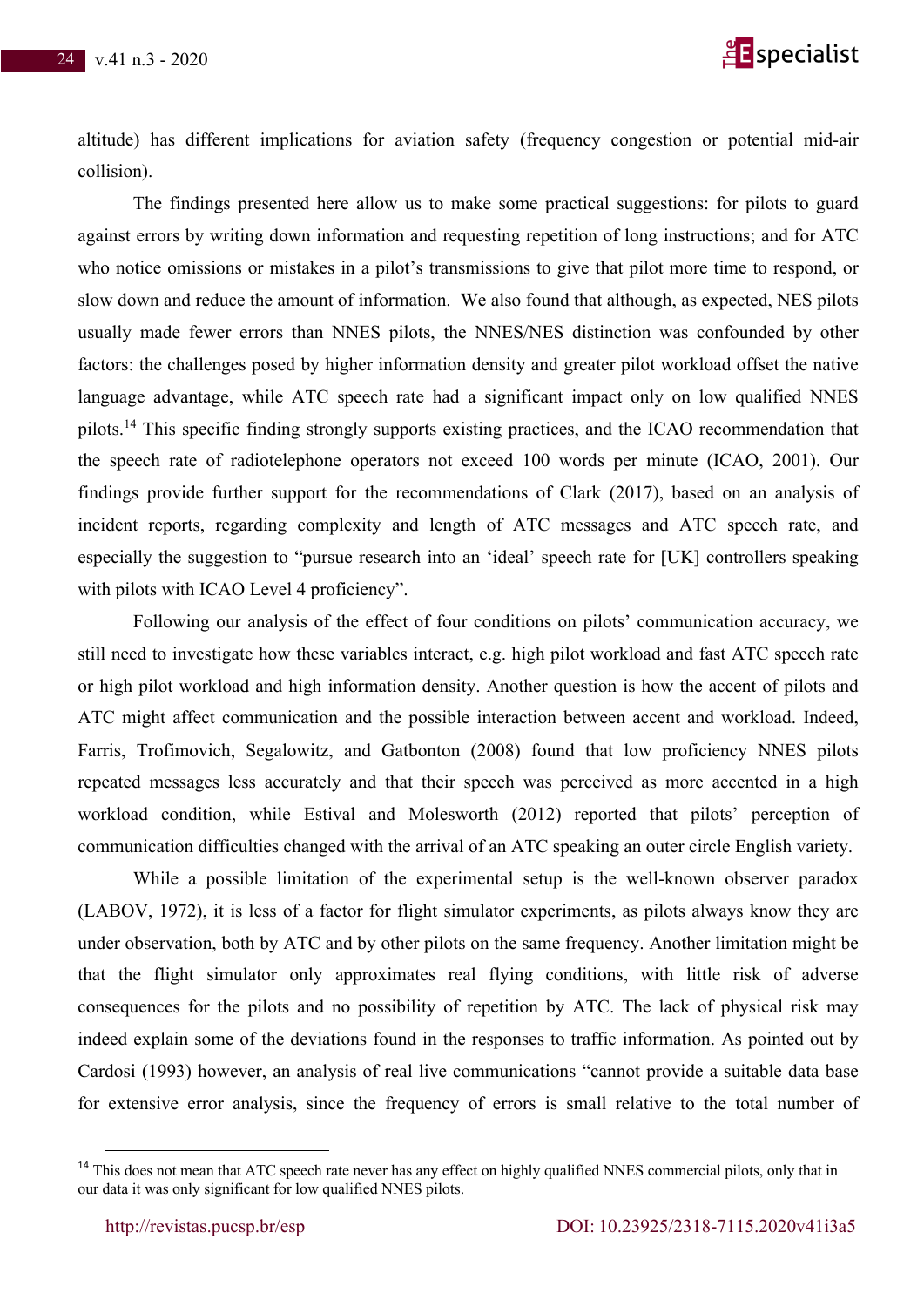altitude) has different implications for aviation safety (frequency congestion or potential mid-air collision).

The findings presented here allow us to make some practical suggestions: for pilots to guard against errors by writing down information and requesting repetition of long instructions; and for ATC who notice omissions or mistakes in a pilot's transmissions to give that pilot more time to respond, or slow down and reduce the amount of information. We also found that although, as expected, NES pilots usually made fewer errors than NNES pilots, the NNES/NES distinction was confounded by other factors: the challenges posed by higher information density and greater pilot workload offset the native language advantage, while ATC speech rate had a significant impact only on low qualified NNES pilots.[14] This specific finding strongly supports existing practices, and the ICAO recommendation that the speech rate of radiotelephone operators not exceed 100 words per minute (ICAO, 2001). Our findings provide further support for the recommendations of Clark (2017), based on an analysis of incident reports, regarding complexity and length of ATC messages and ATC speech rate, and especially the suggestion to "pursue research into an 'ideal' speech rate for [UK] controllers speaking with pilots with ICAO Level 4 proficiency".

Following our analysis of the effect of four conditions on pilots' communication accuracy, we still need to investigate how these variables interact, e.g. high pilot workload and fast ATC speech rate or high pilot workload and high information density. Another question is how the accent of pilots and ATC might affect communication and the possible interaction between accent and workload. Indeed, Farris, Trofimovich, Segalowitz, and Gatbonton (2008) found that low proficiency NNES pilots repeated messages less accurately and that their speech was perceived as more accented in a high workload condition, while Estival and Molesworth (2012) reported that pilots' perception of communication difficulties changed with the arrival of an ATC speaking an outer circle English variety.

While a possible limitation of the experimental setup is the well-known observer paradox (LABOV, 1972), it is less of a factor for flight simulator experiments, as pilots always know they are under observation, both by ATC and by other pilots on the same frequency. Another limitation might be that the flight simulator only approximates real flying conditions, with little risk of adverse consequences for the pilots and no possibility of repetition by ATC. The lack of physical risk may indeed explain some of the deviations found in the responses to traffic information. As pointed out by Cardosi (1993) however, an analysis of real live communications "cannot provide a suitable data base for extensive error analysis, since the frequency of errors is small relative to the total number of

---

[14] This does not mean that ATC speech rate never has any effect on highly qualified NNES commercial pilots, only that in our data it was only significant for low qualified NNES pilots.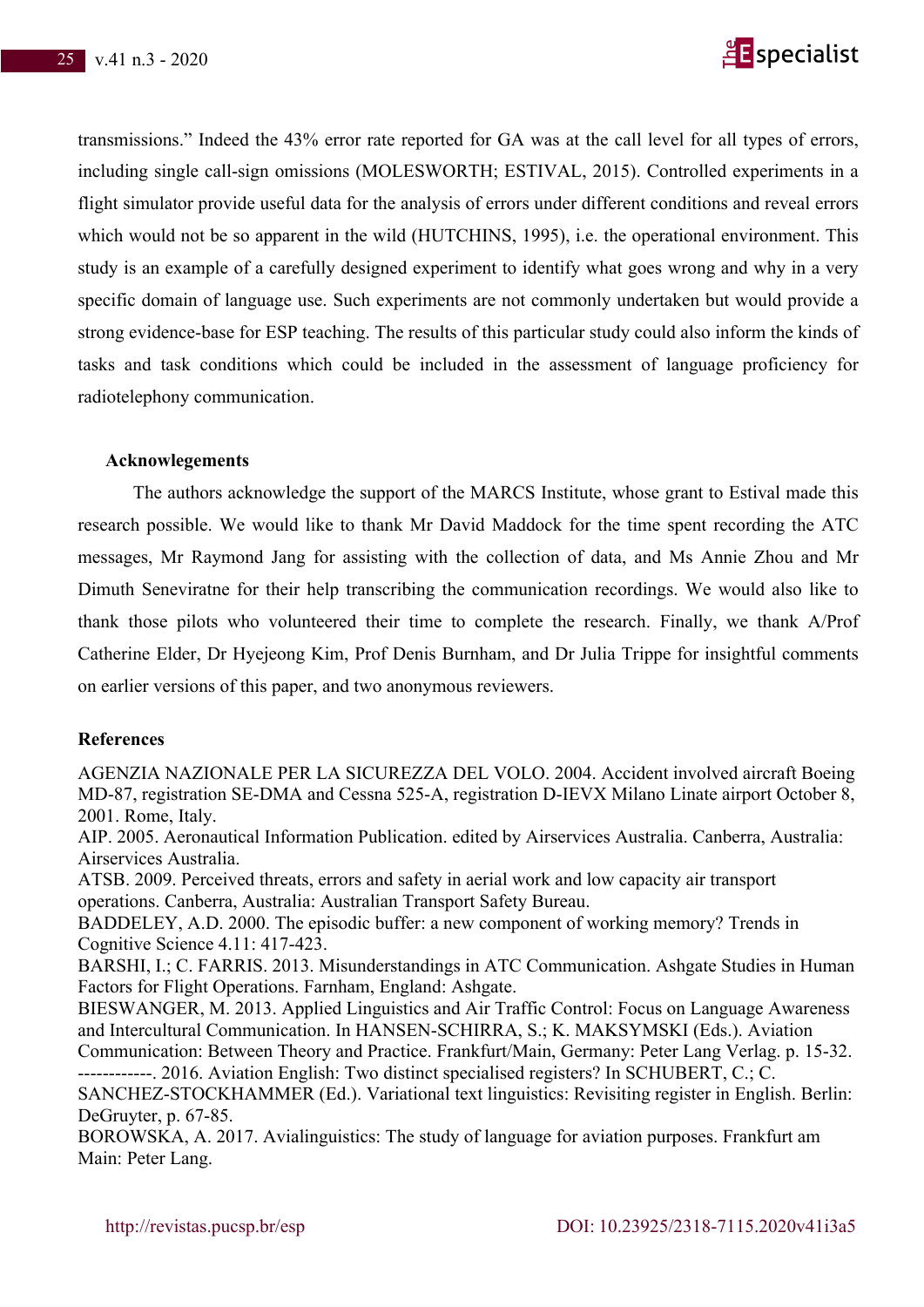transmissions." Indeed the 43% error rate reported for GA was at the call level for all types of errors, including single call-sign omissions (MOLESWORTH; ESTIVAL, 2015). Controlled experiments in a flight simulator provide useful data for the analysis of errors under different conditions and reveal errors which would not be so apparent in the wild (HUTCHINS, 1995), i.e. the operational environment. This study is an example of a carefully designed experiment to identify what goes wrong and why in a very specific domain of language use. Such experiments are not commonly undertaken but would provide a strong evidence-base for ESP teaching. The results of this particular study could also inform the kinds of tasks and task conditions which could be included in the assessment of language proficiency for radiotelephony communication.

**Acknowlegements**

The authors acknowledge the support of the MARCS Institute, whose grant to Estival made this research possible. We would like to thank Mr David Maddock for the time spent recording the ATC messages, Mr Raymond Jang for assisting with the collection of data, and Ms Annie Zhou and Mr Dimuth Seneviratne for their help transcribing the communication recordings. We would also like to thank those pilots who volunteered their time to complete the research. Finally, we thank A/Prof Catherine Elder, Dr Hyejeong Kim, Prof Denis Burnham, and Dr Julia Trippe for insightful comments on earlier versions of this paper, and two anonymous reviewers.

**References**

AGENZIA NAZIONALE PER LA SICUREZZA DEL VOLO. 2004. Accident involved aircraft Boeing MD-87, registration SE-DMA and Cessna 525-A, registration D-IEVX Milano Linate airport October 8, 2001. Rome, Italy.

AIP. 2005. Aeronautical Information Publication. edited by Airservices Australia. Canberra, Australia: Airservices Australia.

ATSB. 2009. Perceived threats, errors and safety in aerial work and low capacity air transport operations. Canberra, Australia: Australian Transport Safety Bureau.

BADDELEY, A.D. 2000. The episodic buffer: a new component of working memory? Trends in Cognitive Science 4.11: 417-423.

BARSHI, I.; C. FARRIS. 2013. Misunderstandings in ATC Communication. Ashgate Studies in Human Factors for Flight Operations. Farnham, England: Ashgate.

BIESWANGER, M. 2013. Applied Linguistics and Air Traffic Control: Focus on Language Awareness and Intercultural Communication. In HANSEN-SCHIRRA, S.; K. MAKSYMSKI (Eds.). Aviation Communication: Between Theory and Practice. Frankfurt/Main, Germany: Peter Lang Verlag. p. 15-32.

------------. 2016. Aviation English: Two distinct specialised registers? In SCHUBERT, C.; C. SANCHEZ-STOCKHAMMER (Ed.). Variational text linguistics: Revisiting register in English. Berlin: DeGruyter, p. 67-85.

BOROWSKA, A. 2017. Avialinguistics: The study of language for aviation purposes. Frankfurt am Main: Peter Lang.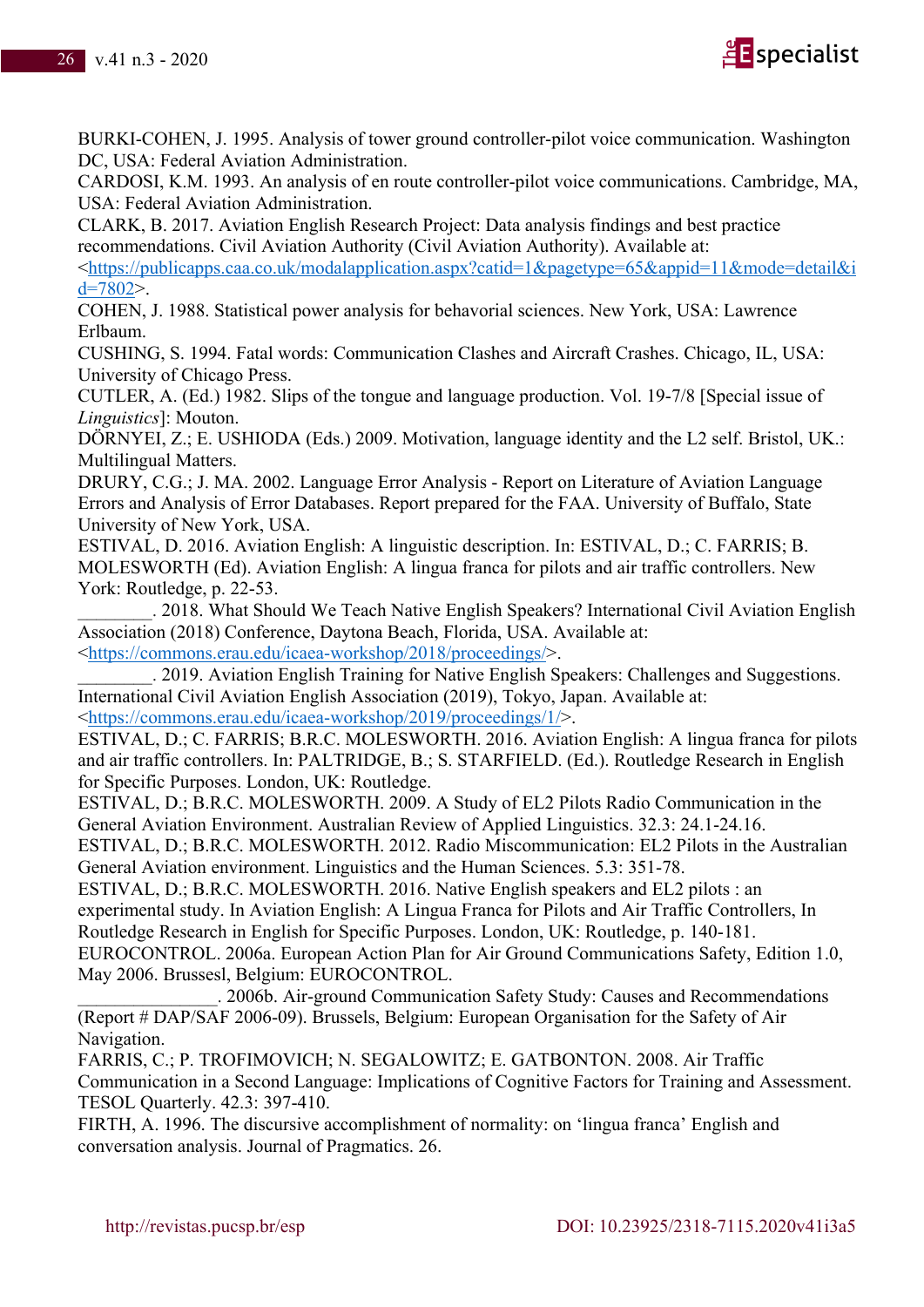BURKI-COHEN, J. 1995. Analysis of tower ground controller-pilot voice communication. Washington DC, USA: Federal Aviation Administration.

CARDOSI, K.M. 1993. An analysis of en route controller-pilot voice communications. Cambridge, MA, USA: Federal Aviation Administration.

CLARK, B. 2017. Aviation English Research Project: Data analysis findings and best practice recommendations. Civil Aviation Authority (Civil Aviation Authority). Available at: <https://publicapps.caa.co.uk/modalapplication.aspx?catid=1&pagetype=65&appid=11&mode=detail&id=7802>.

COHEN, J. 1988. Statistical power analysis for behavorial sciences. New York, USA: Lawrence Erlbaum.

CUSHING, S. 1994. Fatal words: Communication Clashes and Aircraft Crashes. Chicago, IL, USA: University of Chicago Press.

CUTLER, A. (Ed.) 1982. Slips of the tongue and language production. Vol. 19-7/8 [Special issue of *Linguistics*]: Mouton.

DÖRNYEI, Z.; E. USHIODA (Eds.) 2009. Motivation, language identity and the L2 self. Bristol, UK.: Multilingual Matters.

DRURY, C.G.; J. MA. 2002. Language Error Analysis - Report on Literature of Aviation Language Errors and Analysis of Error Databases. Report prepared for the FAA. University of Buffalo, State University of New York, USA.

ESTIVAL, D. 2016. Aviation English: A linguistic description. In: ESTIVAL, D.; C. FARRIS; B. MOLESWORTH (Ed). Aviation English: A lingua franca for pilots and air traffic controllers. New York: Routledge, p. 22-53.

________. 2018. What Should We Teach Native English Speakers? International Civil Aviation English Association (2018) Conference, Daytona Beach, Florida, USA. Available at: <https://commons.erau.edu/icaea-workshop/2018/proceedings/>.

________. 2019. Aviation English Training for Native English Speakers: Challenges and Suggestions. International Civil Aviation English Association (2019), Tokyo, Japan. Available at: <https://commons.erau.edu/icaea-workshop/2019/proceedings/1/>.

ESTIVAL, D.; C. FARRIS; B.R.C. MOLESWORTH. 2016. Aviation English: A lingua franca for pilots and air traffic controllers. In: PALTRIDGE, B.; S. STARFIELD. (Ed.). Routledge Research in English for Specific Purposes. London, UK: Routledge.

ESTIVAL, D.; B.R.C. MOLESWORTH. 2009. A Study of EL2 Pilots Radio Communication in the General Aviation Environment. Australian Review of Applied Linguistics. 32.3: 24.1-24.16.

ESTIVAL, D.; B.R.C. MOLESWORTH. 2012. Radio Miscommunication: EL2 Pilots in the Australian General Aviation environment. Linguistics and the Human Sciences. 5.3: 351-78.

ESTIVAL, D.; B.R.C. MOLESWORTH. 2016. Native English speakers and EL2 pilots : an experimental study. In Aviation English: A Lingua Franca for Pilots and Air Traffic Controllers, In Routledge Research in English for Specific Purposes. London, UK: Routledge, p. 140-181.

EUROCONTROL. 2006a. European Action Plan for Air Ground Communications Safety, Edition 1.0, May 2006. Brussesl, Belgium: EUROCONTROL.

_______________. 2006b. Air-ground Communication Safety Study: Causes and Recommendations (Report # DAP/SAF 2006-09). Brussels, Belgium: European Organisation for the Safety of Air Navigation.

FARRIS, C.; P. TROFIMOVICH; N. SEGALOWITZ; E. GATBONTON. 2008. Air Traffic Communication in a Second Language: Implications of Cognitive Factors for Training and Assessment. TESOL Quarterly. 42.3: 397-410.

FIRTH, A. 1996. The discursive accomplishment of normality: on 'lingua franca' English and conversation analysis. Journal of Pragmatics. 26.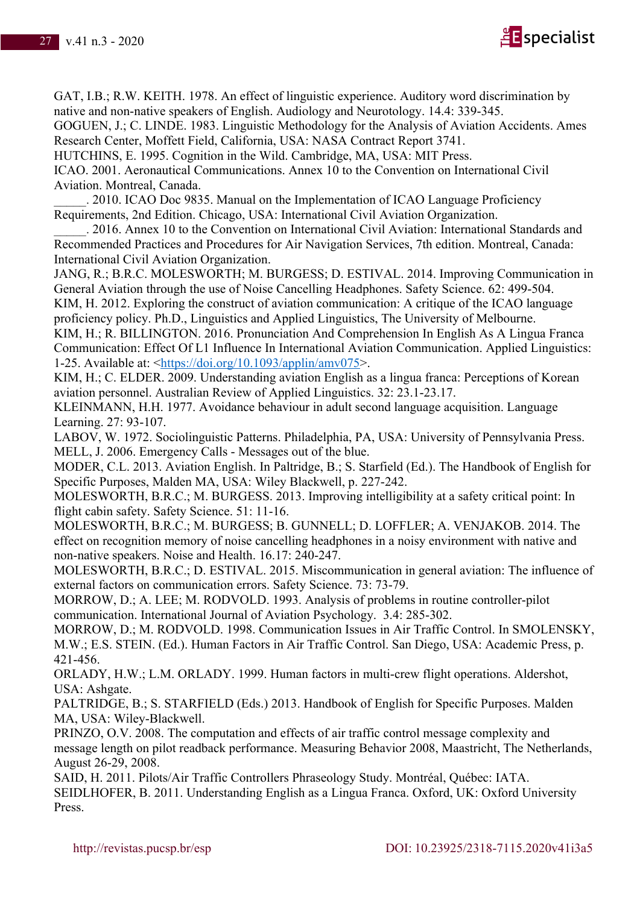GAT, I.B.; R.W. KEITH. 1978. An effect of linguistic experience. Auditory word discrimination by native and non-native speakers of English. Audiology and Neurotology. 14.4: 339-345.

GOGUEN, J.; C. LINDE. 1983. Linguistic Methodology for the Analysis of Aviation Accidents. Ames Research Center, Moffett Field, California, USA: NASA Contract Report 3741.

HUTCHINS, E. 1995. Cognition in the Wild. Cambridge, MA, USA: MIT Press.

ICAO. 2001. Aeronautical Communications. Annex 10 to the Convention on International Civil Aviation. Montreal, Canada.

_____. 2010. ICAO Doc 9835. Manual on the Implementation of ICAO Language Proficiency Requirements, 2nd Edition. Chicago, USA: International Civil Aviation Organization.

_____. 2016. Annex 10 to the Convention on International Civil Aviation: International Standards and Recommended Practices and Procedures for Air Navigation Services, 7th edition. Montreal, Canada: International Civil Aviation Organization.

JANG, R.; B.R.C. MOLESWORTH; M. BURGESS; D. ESTIVAL. 2014. Improving Communication in General Aviation through the use of Noise Cancelling Headphones. Safety Science. 62: 499-504.

KIM, H. 2012. Exploring the construct of aviation communication: A critique of the ICAO language proficiency policy. Ph.D., Linguistics and Applied Linguistics, The University of Melbourne.

KIM, H.; R. BILLINGTON. 2016. Pronunciation And Comprehension In English As A Lingua Franca Communication: Effect Of L1 Influence In International Aviation Communication. Applied Linguistics: 1-25. Available at: <https://doi.org/10.1093/applin/amv075>.

KIM, H.; C. ELDER. 2009. Understanding aviation English as a lingua franca: Perceptions of Korean aviation personnel. Australian Review of Applied Linguistics. 32: 23.1-23.17.

KLEINMANN, H.H. 1977. Avoidance behaviour in adult second language acquisition. Language Learning. 27: 93-107.

LABOV, W. 1972. Sociolinguistic Patterns. Philadelphia, PA, USA: University of Pennsylvania Press.

MELL, J. 2006. Emergency Calls - Messages out of the blue.

MODER, C.L. 2013. Aviation English. In Paltridge, B.; S. Starfield (Ed.). The Handbook of English for Specific Purposes, Malden MA, USA: Wiley Blackwell, p. 227-242.

MOLESWORTH, B.R.C.; M. BURGESS. 2013. Improving intelligibility at a safety critical point: In flight cabin safety. Safety Science. 51: 11-16.

MOLESWORTH, B.R.C.; M. BURGESS; B. GUNNELL; D. LOFFLER; A. VENJAKOB. 2014. The effect on recognition memory of noise cancelling headphones in a noisy environment with native and non-native speakers. Noise and Health. 16.17: 240-247.

MOLESWORTH, B.R.C.; D. ESTIVAL. 2015. Miscommunication in general aviation: The influence of external factors on communication errors. Safety Science. 73: 73-79.

MORROW, D.; A. LEE; M. RODVOLD. 1993. Analysis of problems in routine controller-pilot communication. International Journal of Aviation Psychology. 3.4: 285-302.

MORROW, D.; M. RODVOLD. 1998. Communication Issues in Air Traffic Control. In SMOLENSKY, M.W.; E.S. STEIN. (Ed.). Human Factors in Air Traffic Control. San Diego, USA: Academic Press, p. 421-456.

ORLADY, H.W.; L.M. ORLADY. 1999. Human factors in multi-crew flight operations. Aldershot, USA: Ashgate.

PALTRIDGE, B.; S. STARFIELD (Eds.) 2013. Handbook of English for Specific Purposes. Malden MA, USA: Wiley-Blackwell.

PRINZO, O.V. 2008. The computation and effects of air traffic control message complexity and message length on pilot readback performance. Measuring Behavior 2008, Maastricht, The Netherlands, August 26-29, 2008.

SAID, H. 2011. Pilots/Air Traffic Controllers Phraseology Study. Montréal, Québec: IATA.

SEIDLHOFER, B. 2011. Understanding English as a Lingua Franca. Oxford, UK: Oxford University Press.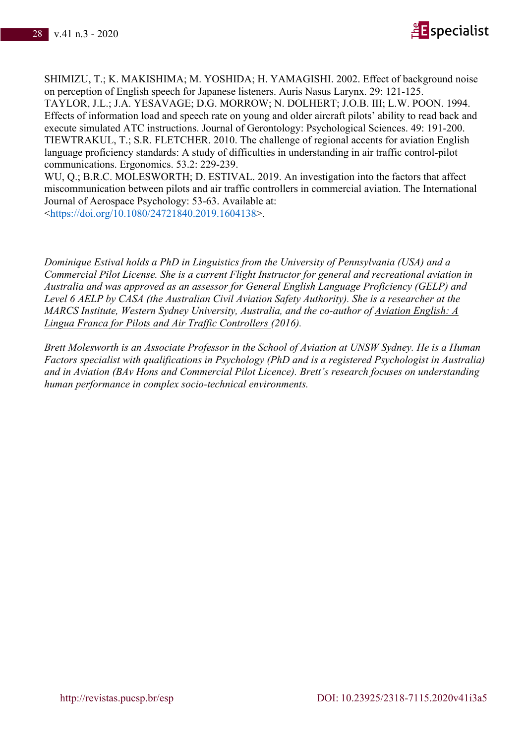SHIMIZU, T.; K. MAKISHIMA; M. YOSHIDA; H. YAMAGISHI. 2002. Effect of background noise on perception of English speech for Japanese listeners. Auris Nasus Larynx. 29: 121-125.

TAYLOR, J.L.; J.A. YESAVAGE; D.G. MORROW; N. DOLHERT; J.O.B. III; L.W. POON. 1994. Effects of information load and speech rate on young and older aircraft pilots' ability to read back and execute simulated ATC instructions. Journal of Gerontology: Psychological Sciences. 49: 191-200.

TIEWTRAKUL, T.; S.R. FLETCHER. 2010. The challenge of regional accents for aviation English language proficiency standards: A study of difficulties in understanding in air traffic control-pilot communications. Ergonomics. 53.2: 229-239.

WU, Q.; B.R.C. MOLESWORTH; D. ESTIVAL. 2019. An investigation into the factors that affect miscommunication between pilots and air traffic controllers in commercial aviation. The International Journal of Aerospace Psychology: 53-63. Available at: <https://doi.org/10.1080/24721840.2019.1604138>.

*Dominique Estival holds a PhD in Linguistics from the University of Pennsylvania (USA) and a Commercial Pilot License. She is a current Flight Instructor for general and recreational aviation in Australia and was approved as an assessor for General English Language Proficiency (GELP) and Level 6 AELP by CASA (the Australian Civil Aviation Safety Authority). She is a researcher at the MARCS Institute, Western Sydney University, Australia, and the co-author of Aviation English: A Lingua Franca for Pilots and Air Traffic Controllers (2016).*

*Brett Molesworth is an Associate Professor in the School of Aviation at UNSW Sydney. He is a Human Factors specialist with qualifications in Psychology (PhD and is a registered Psychologist in Australia) and in Aviation (BAv Hons and Commercial Pilot Licence). Brett's research focuses on understanding human performance in complex socio-technical environments.*